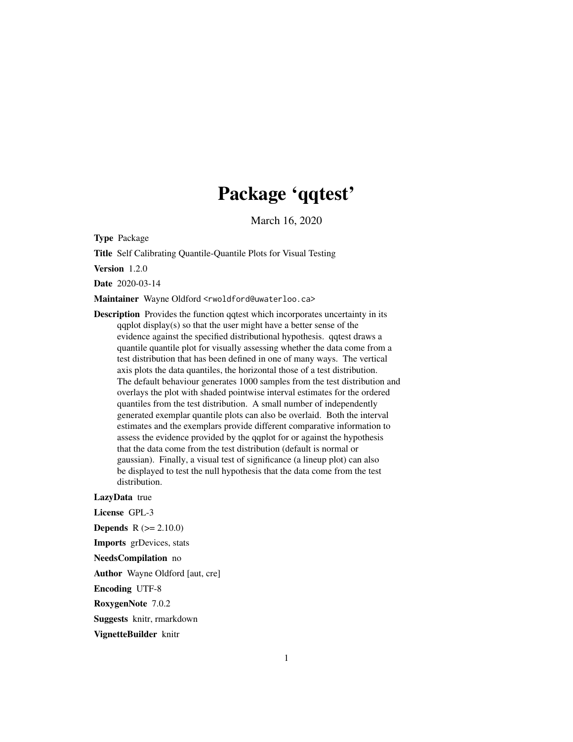# Package 'qqtest'

March 16, 2020

**Type** Package

**Title** Self Calibrating Quantile-Quantile Plots for Visual Testing

**Version** 1.2.0

**Date** 2020-03-14

**Maintainer** Wayne Oldford <rwoldford@uwaterloo.ca>

**Description** Provides the function qqtest which incorporates uncertainty in its qqplot display(s) so that the user might have a better sense of the evidence against the specified distributional hypothesis. qqtest draws a quantile quantile plot for visually assessing whether the data come from a test distribution that has been defined in one of many ways. The vertical axis plots the data quantiles, the horizontal those of a test distribution. The default behaviour generates 1000 samples from the test distribution and overlays the plot with shaded pointwise interval estimates for the ordered quantiles from the test distribution. A small number of independently generated exemplar quantile plots can also be overlaid. Both the interval estimates and the exemplars provide different comparative information to assess the evidence provided by the qqplot for or against the hypothesis that the data come from the test distribution (default is normal or gaussian). Finally, a visual test of significance (a lineup plot) can also be displayed to test the null hypothesis that the data come from the test distribution.

**LazyData** true

**License** GPL-3

**Depends** R (>= 2.10.0)

**Imports** grDevices, stats

**NeedsCompilation** no

**Author** Wayne Oldford [aut, cre]

**Encoding** UTF-8

**RoxygenNote** 7.0.2

**Suggests** knitr, rmarkdown

**VignetteBuilder** knitr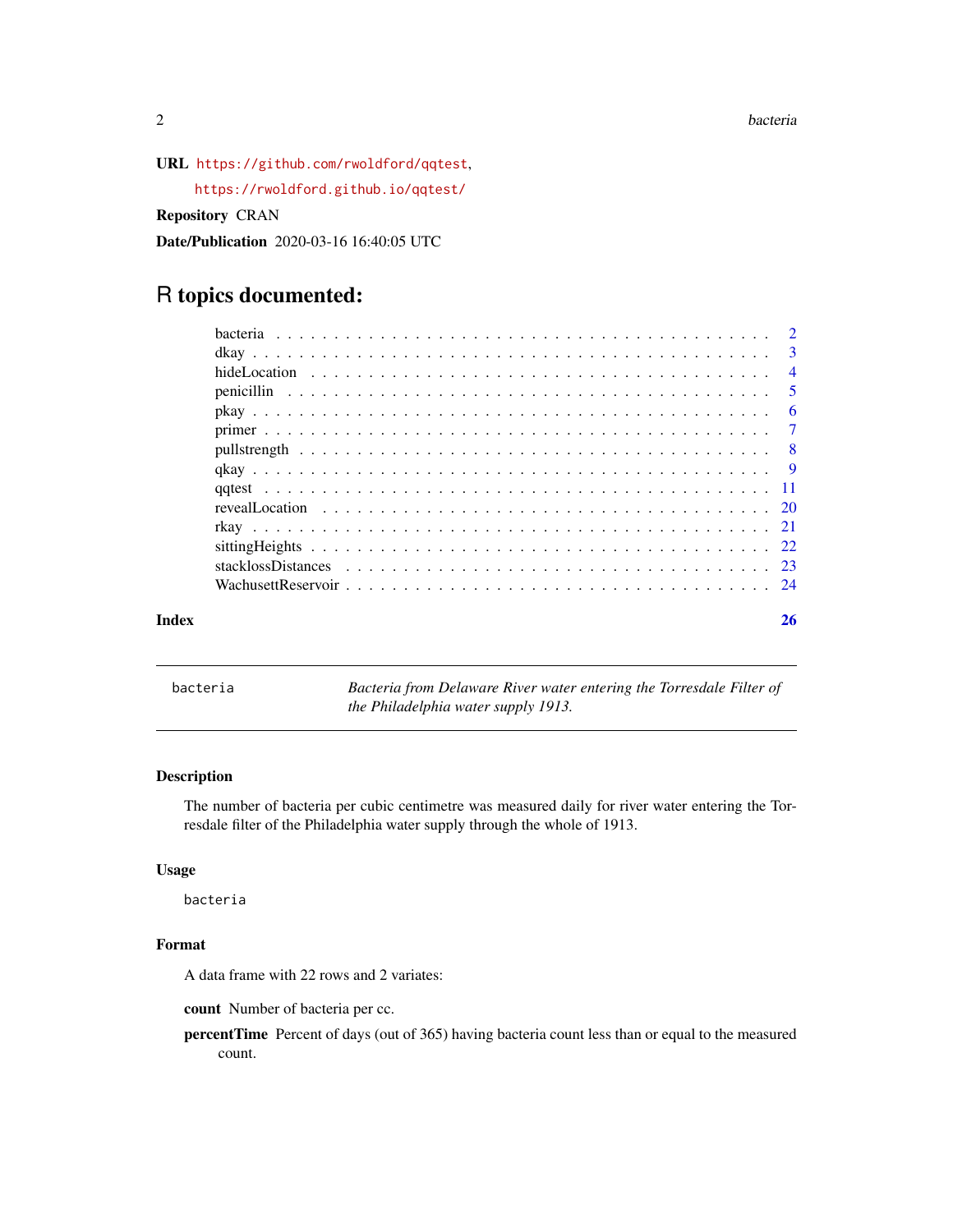**URL** https://github.com/rwoldford/qqtest,
https://rwoldford.github.io/qqtest/

**Repository** CRAN

**Date/Publication** 2020-03-16 16:40:05 UTC

# R topics documented:

- bacteria . . . . . . . . . . . . . . . . . . . . . . . . . . . . . . . . . . . . . . . . 2
- dkay . . . . . . . . . . . . . . . . . . . . . . . . . . . . . . . . . . . . . . . . 3
- hideLocation . . . . . . . . . . . . . . . . . . . . . . . . . . . . . . . . . . . . 4
- penicillin . . . . . . . . . . . . . . . . . . . . . . . . . . . . . . . . . . . . . . 5
- pkay . . . . . . . . . . . . . . . . . . . . . . . . . . . . . . . . . . . . . . . . 6
- primer . . . . . . . . . . . . . . . . . . . . . . . . . . . . . . . . . . . . . . . 7
- pullstrength . . . . . . . . . . . . . . . . . . . . . . . . . . . . . . . . . . . . 8
- qkay . . . . . . . . . . . . . . . . . . . . . . . . . . . . . . . . . . . . . . . . 9
- qqtest . . . . . . . . . . . . . . . . . . . . . . . . . . . . . . . . . . . . . . . 11
- revealLocation . . . . . . . . . . . . . . . . . . . . . . . . . . . . . . . . . . 20
- rkay . . . . . . . . . . . . . . . . . . . . . . . . . . . . . . . . . . . . . . . . 21
- sittingHeights . . . . . . . . . . . . . . . . . . . . . . . . . . . . . . . . . . . 22
- stacklossDistances . . . . . . . . . . . . . . . . . . . . . . . . . . . . . . . . 23
- WachusettReservoir . . . . . . . . . . . . . . . . . . . . . . . . . . . . . . . . 24

**Index** 26

---

## bacteria — *Bacteria from Delaware River water entering the Torresdale Filter of the Philadelphia water supply 1913.*

---

### Description

The number of bacteria per cubic centimetre was measured daily for river water entering the Torresdale filter of the Philadelphia water supply through the whole of 1913.

### Usage

```
bacteria
```

### Format

A data frame with 22 rows and 2 variates:

**count** Number of bacteria per cc.

**percentTime** Percent of days (out of 365) having bacteria count less than or equal to the measured count.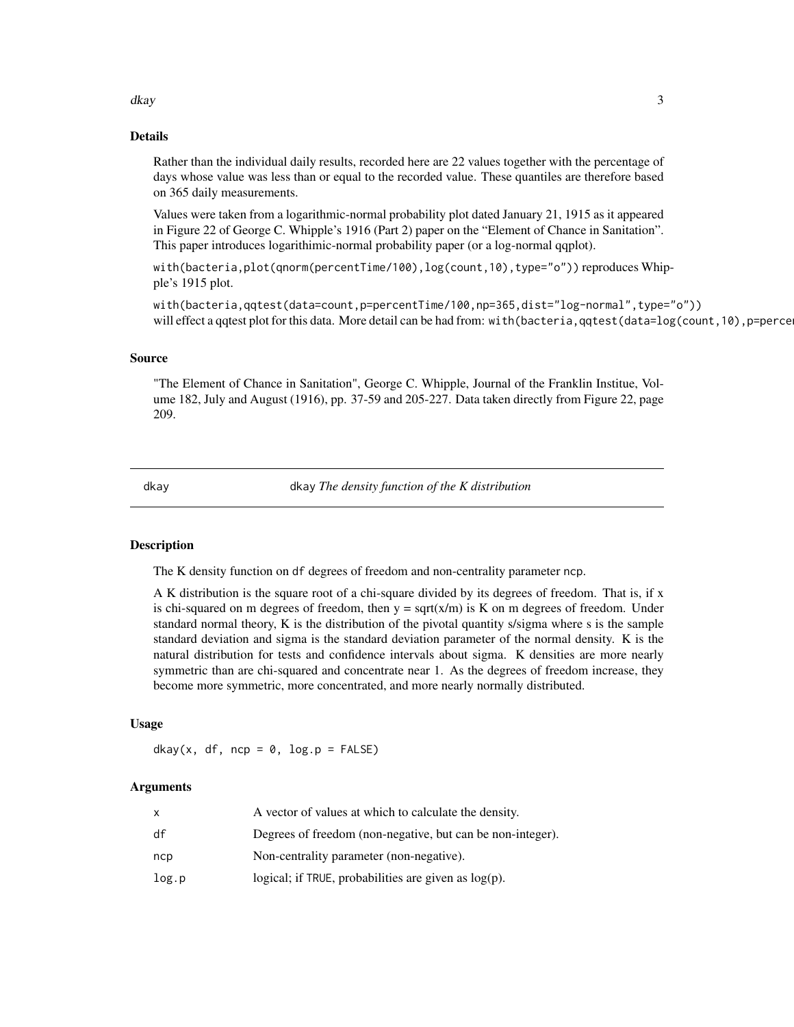### Details

Rather than the individual daily results, recorded here are 22 values together with the percentage of days whose value was less than or equal to the recorded value. These quantiles are therefore based on 365 daily measurements.

Values were taken from a logarithmic-normal probability plot dated January 21, 1915 as it appeared in Figure 22 of George C. Whipple's 1916 (Part 2) paper on the "Element of Chance in Sanitation". This paper introduces logarithimic-normal probability paper (or a log-normal qqplot).

`with(bacteria,plot(qnorm(percentTime/100),log(count,10),type="o"))` reproduces Whipple's 1915 plot.

`with(bacteria,qqtest(data=count,p=percentTime/100,np=365,dist="log-normal",type="o"))` will effect a qqtest plot for this data. More detail can be had from: `with(bacteria,qqtest(data=log(count,10),p=percen`

### Source

"The Element of Chance in Sanitation", George C. Whipple, Journal of the Franklin Institue, Volume 182, July and August (1916), pp. 37-59 and 205-227. Data taken directly from Figure 22, page 209.

---

## dkay — *dkay The density function of the K distribution*

### Description

The K density function on `df` degrees of freedom and non-centrality parameter `ncp`.

A K distribution is the square root of a chi-square divided by its degrees of freedom. That is, if x is chi-squared on m degrees of freedom, then y = sqrt(x/m) is K on m degrees of freedom. Under standard normal theory, K is the distribution of the pivotal quantity s/sigma where s is the sample standard deviation and sigma is the standard deviation parameter of the normal density. K is the natural distribution for tests and confidence intervals about sigma. K densities are more nearly symmetric than are chi-squared and concentrate near 1. As the degrees of freedom increase, they become more symmetric, more concentrated, and more nearly normally distributed.

### Usage

```
dkay(x, df, ncp = 0, log.p = FALSE)
```

### Arguments

| | |
|---|---|
| `x` | A vector of values at which to calculate the density. |
| `df` | Degrees of freedom (non-negative, but can be non-integer). |
| `ncp` | Non-centrality parameter (non-negative). |
| `log.p` | logical; if `TRUE`, probabilities are given as log(p). |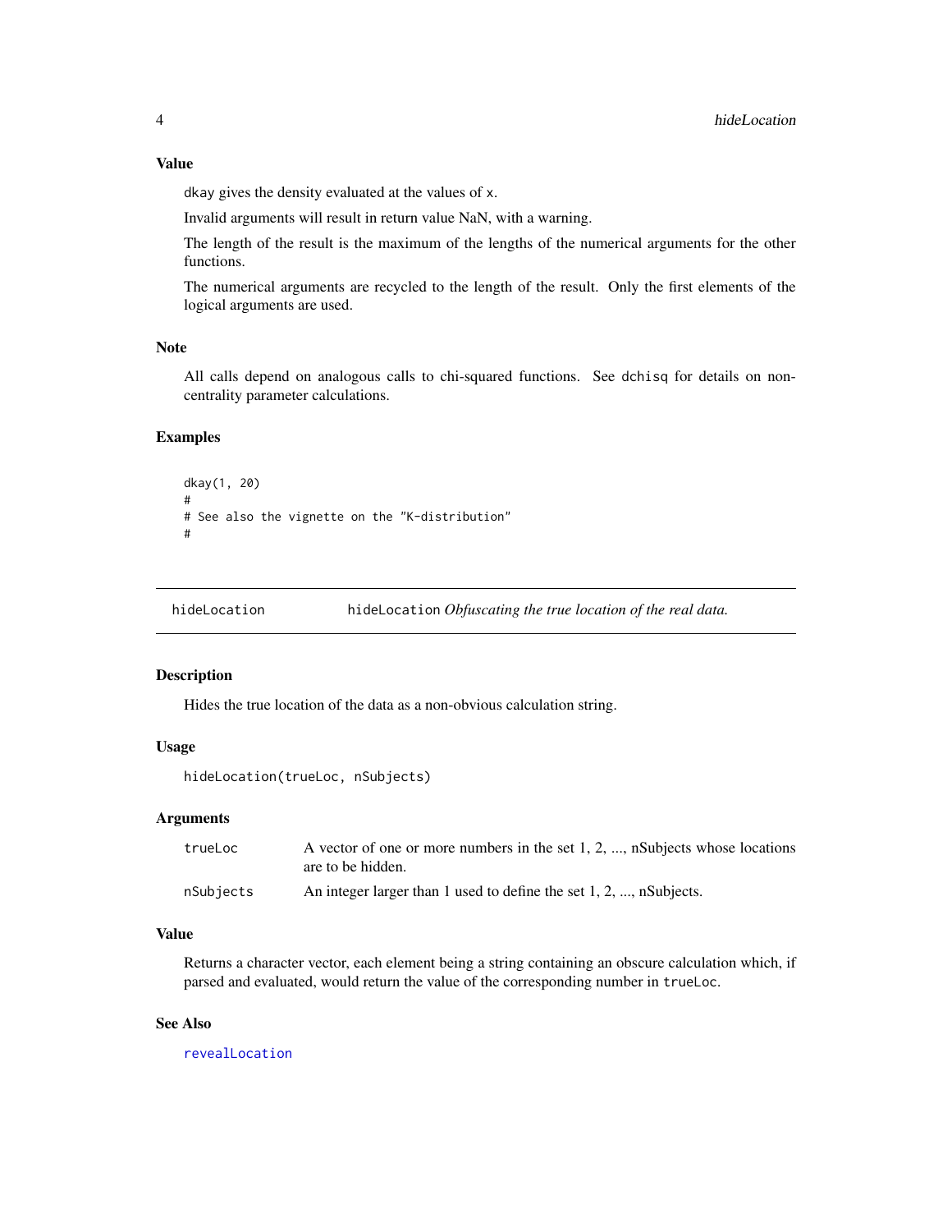### Value

dkay gives the density evaluated at the values of x.

Invalid arguments will result in return value NaN, with a warning.

The length of the result is the maximum of the lengths of the numerical arguments for the other functions.

The numerical arguments are recycled to the length of the result. Only the first elements of the logical arguments are used.

### Note

All calls depend on analogous calls to chi-squared functions. See dchisq for details on non-centrality parameter calculations.

### Examples

```
dkay(1, 20)
#
# See also the vignette on the "K-distribution"
#
```

---

## hideLocation — hideLocation *Obfuscating the true location of the real data.*

---

### Description

Hides the true location of the data as a non-obvious calculation string.

### Usage

```
hideLocation(trueLoc, nSubjects)
```

### Arguments

| | |
|---|---|
| trueLoc | A vector of one or more numbers in the set 1, 2, ..., nSubjects whose locations are to be hidden. |
| nSubjects | An integer larger than 1 used to define the set 1, 2, ..., nSubjects. |

### Value

Returns a character vector, each element being a string containing an obscure calculation which, if parsed and evaluated, would return the value of the corresponding number in trueLoc.

### See Also

revealLocation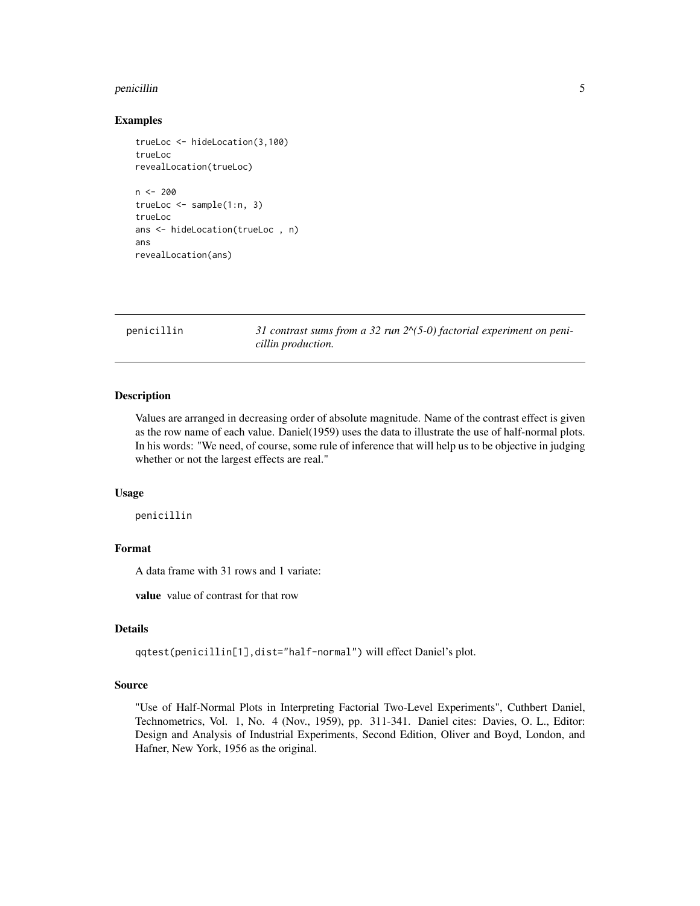### Examples

```
trueLoc <- hideLocation(3,100)
trueLoc
revealLocation(trueLoc)

n <- 200
trueLoc <- sample(1:n, 3)
trueLoc
ans <- hideLocation(trueLoc , n)
ans
revealLocation(ans)
```

---

## penicillin — *31 contrast sums from a 32 run 2^(5-0) factorial experiment on penicillin production.*

---

### Description

Values are arranged in decreasing order of absolute magnitude. Name of the contrast effect is given as the row name of each value. Daniel(1959) uses the data to illustrate the use of half-normal plots. In his words: "We need, of course, some rule of inference that will help us to be objective in judging whether or not the largest effects are real."

### Usage

```
penicillin
```

### Format

A data frame with 31 rows and 1 variate:

**value** value of contrast for that row

### Details

`qqtest(penicillin[1],dist="half-normal")` will effect Daniel's plot.

### Source

"Use of Half-Normal Plots in Interpreting Factorial Two-Level Experiments", Cuthbert Daniel, Technometrics, Vol. 1, No. 4 (Nov., 1959), pp. 311-341. Daniel cites: Davies, O. L., Editor: Design and Analysis of Industrial Experiments, Second Edition, Oliver and Boyd, London, and Hafner, New York, 1956 as the original.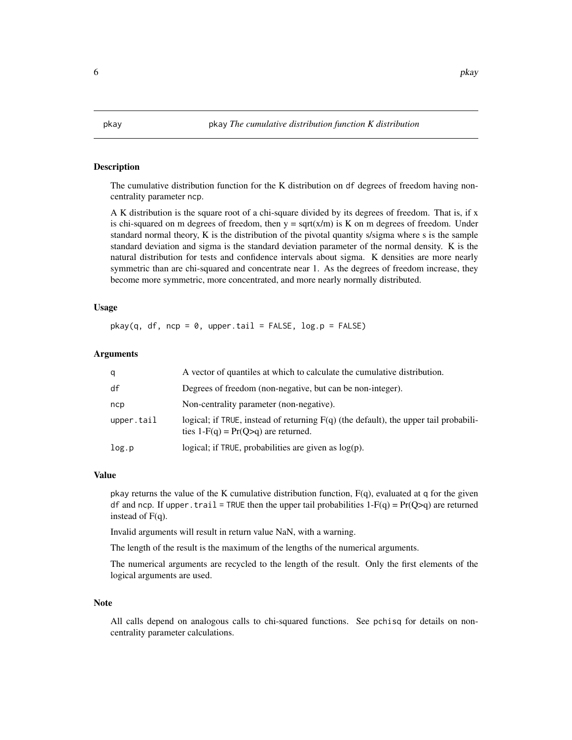pkay *pkay The cumulative distribution function K distribution*

## Description

The cumulative distribution function for the K distribution on df degrees of freedom having non-centrality parameter ncp.

A K distribution is the square root of a chi-square divided by its degrees of freedom. That is, if x is chi-squared on m degrees of freedom, then y = sqrt(x/m) is K on m degrees of freedom. Under standard normal theory, K is the distribution of the pivotal quantity s/sigma where s is the sample standard deviation and sigma is the standard deviation parameter of the normal density. K is the natural distribution for tests and confidence intervals about sigma. K densities are more nearly symmetric than are chi-squared and concentrate near 1. As the degrees of freedom increase, they become more symmetric, more concentrated, and more nearly normally distributed.

## Usage

```
pkay(q, df, ncp = 0, upper.tail = FALSE, log.p = FALSE)
```

## Arguments

| | |
|---|---|
| q | A vector of quantiles at which to calculate the cumulative distribution. |
| df | Degrees of freedom (non-negative, but can be non-integer). |
| ncp | Non-centrality parameter (non-negative). |
| upper.tail | logical; if TRUE, instead of returning F(q) (the default), the upper tail probabilities 1-F(q) = Pr(Q>q) are returned. |
| log.p | logical; if TRUE, probabilities are given as log(p). |

## Value

pkay returns the value of the K cumulative distribution function, F(q), evaluated at q for the given df and ncp. If upper.trail = TRUE then the upper tail probabilities 1-F(q) = Pr(Q>q) are returned instead of F(q).

Invalid arguments will result in return value NaN, with a warning.

The length of the result is the maximum of the lengths of the numerical arguments.

The numerical arguments are recycled to the length of the result. Only the first elements of the logical arguments are used.

## Note

All calls depend on analogous calls to chi-squared functions. See pchisq for details on non-centrality parameter calculations.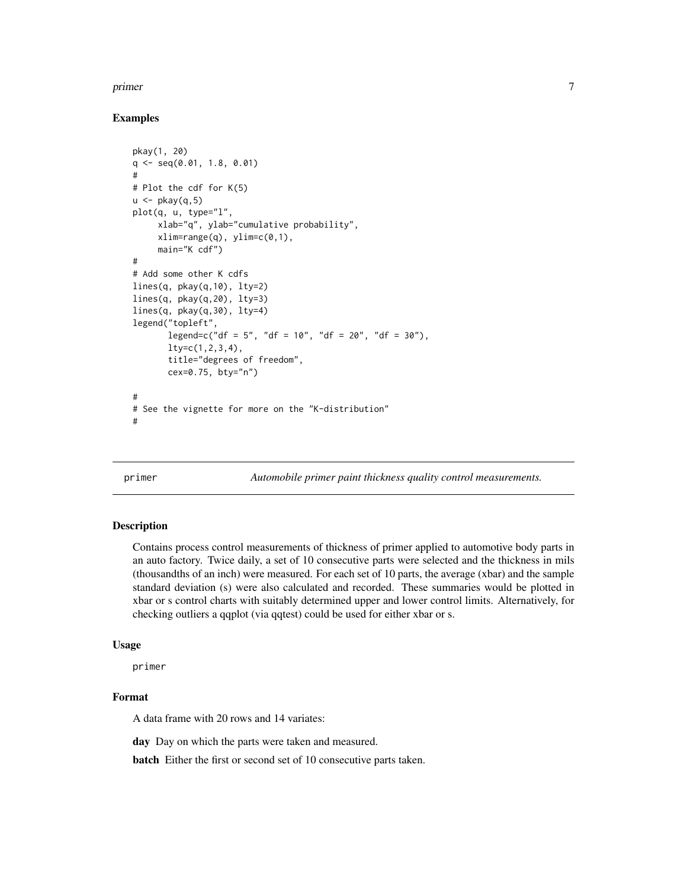### Examples

```
pkay(1, 20)
q <- seq(0.01, 1.8, 0.01)
#
# Plot the cdf for K(5)
u <- pkay(q,5)
plot(q, u, type="l",
     xlab="q", ylab="cumulative probability",
     xlim=range(q), ylim=c(0,1),
     main="K cdf")
#
# Add some other K cdfs
lines(q, pkay(q,10), lty=2)
lines(q, pkay(q,20), lty=3)
lines(q, pkay(q,30), lty=4)
legend("topleft",
       legend=c("df = 5", "df = 10", "df = 20", "df = 30"),
       lty=c(1,2,3,4),
       title="degrees of freedom",
       cex=0.75, bty="n")

#
# See the vignette for more on the "K-distribution"
#
```

---

## primer — *Automobile primer paint thickness quality control measurements.*

---

### Description

Contains process control measurements of thickness of primer applied to automotive body parts in an auto factory. Twice daily, a set of 10 consecutive parts were selected and the thickness in mils (thousandths of an inch) were measured. For each set of 10 parts, the average (xbar) and the sample standard deviation (s) were also calculated and recorded. These summaries would be plotted in xbar or s control charts with suitably determined upper and lower control limits. Alternatively, for checking outliers a qqplot (via qqtest) could be used for either xbar or s.

### Usage

```
primer
```

### Format

A data frame with 20 rows and 14 variates:

**day** Day on which the parts were taken and measured.

**batch** Either the first or second set of 10 consecutive parts taken.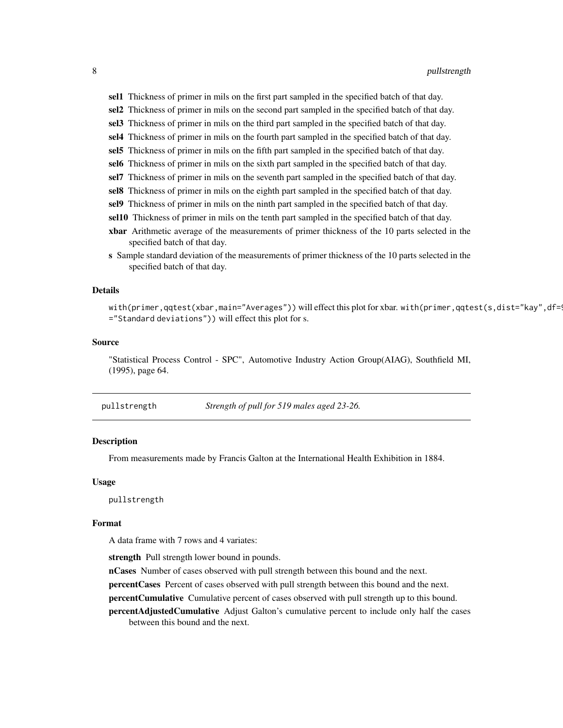**sel1** Thickness of primer in mils on the first part sampled in the specified batch of that day.

**sel2** Thickness of primer in mils on the second part sampled in the specified batch of that day.

**sel3** Thickness of primer in mils on the third part sampled in the specified batch of that day.

**sel4** Thickness of primer in mils on the fourth part sampled in the specified batch of that day.

**sel5** Thickness of primer in mils on the fifth part sampled in the specified batch of that day.

**sel6** Thickness of primer in mils on the sixth part sampled in the specified batch of that day.

**sel7** Thickness of primer in mils on the seventh part sampled in the specified batch of that day.

**sel8** Thickness of primer in mils on the eighth part sampled in the specified batch of that day.

**sel9** Thickness of primer in mils on the ninth part sampled in the specified batch of that day.

**sel10** Thickness of primer in mils on the tenth part sampled in the specified batch of that day.

**xbar** Arithmetic average of the measurements of primer thickness of the 10 parts selected in the specified batch of that day.

**s** Sample standard deviation of the measurements of primer thickness of the 10 parts selected in the specified batch of that day.

### Details

`with(primer,qqtest(xbar,main="Averages"))` will effect this plot for xbar. `with(primer,qqtest(s,dist="kay",df=9 ="Standard deviations"))` will effect this plot for s.

### Source

"Statistical Process Control - SPC", Automotive Industry Action Group(AIAG), Southfield MI, (1995), page 64.

---

## pullstrength — *Strength of pull for 519 males aged 23-26.*

### Description

From measurements made by Francis Galton at the International Health Exhibition in 1884.

### Usage

```
pullstrength
```

### Format

A data frame with 7 rows and 4 variates:

**strength** Pull strength lower bound in pounds.

**nCases** Number of cases observed with pull strength between this bound and the next.

**percentCases** Percent of cases observed with pull strength between this bound and the next.

**percentCumulative** Cumulative percent of cases observed with pull strength up to this bound.

**percentAdjustedCumulative** Adjust Galton's cumulative percent to include only half the cases between this bound and the next.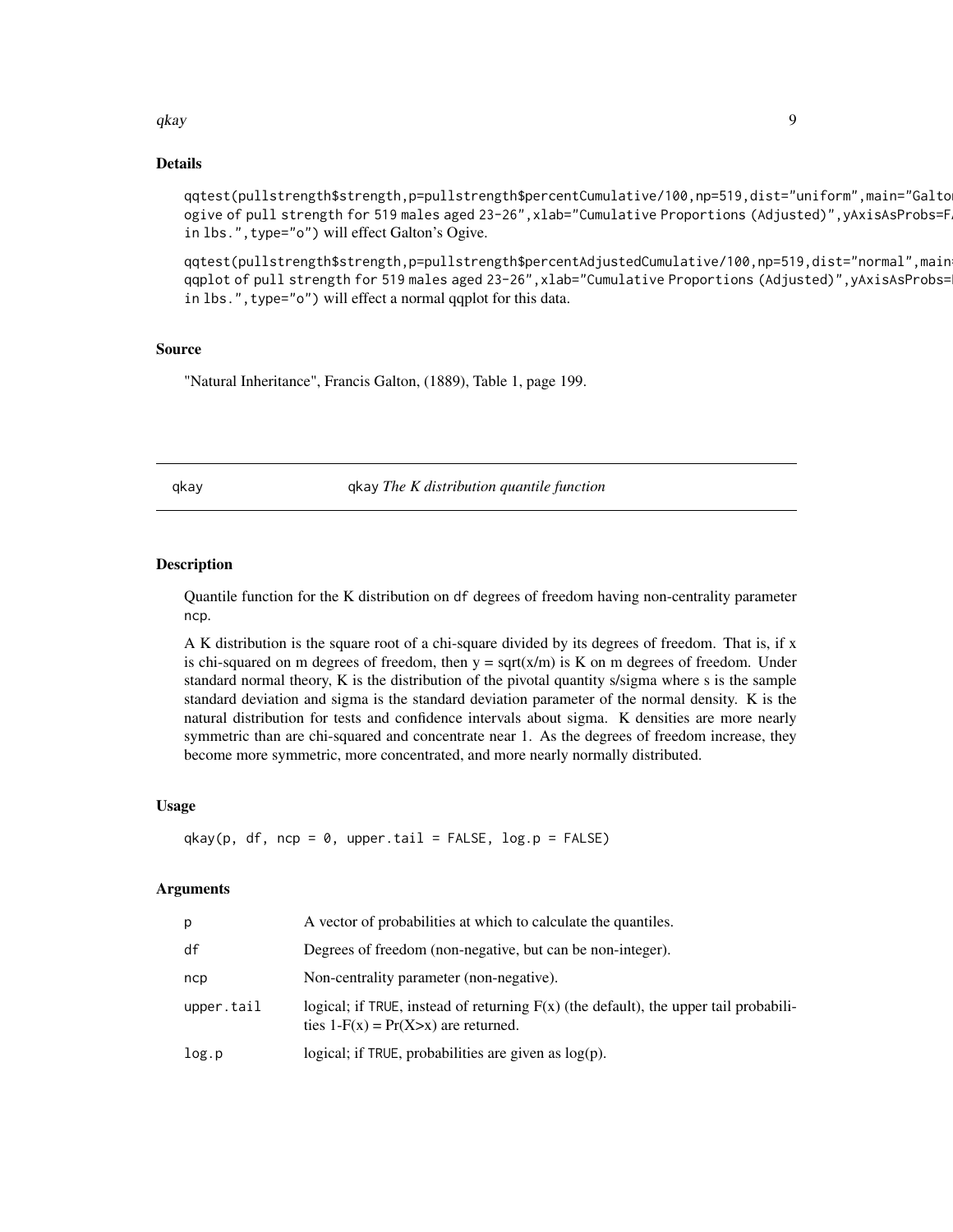## Details

`qqtest(pullstrength$strength,p=pullstrength$percentCumulative/100,np=519,dist="uniform",main="Galto` `ogive of pull strength for 519 males aged 23-26",xlab="Cumulative Proportions (Adjusted)",yAxisAsProbs=F` `in lbs.",type="o")` will effect Galton's Ogive.

`qqtest(pullstrength$strength,p=pullstrength$percentAdjustedCumulative/100,np=519,dist="normal",main` `qqplot of pull strength for 519 males aged 23-26",xlab="Cumulative Proportions (Adjusted)",yAxisAsProbs=` `in lbs.",type="o")` will effect a normal qqplot for this data.

## Source

"Natural Inheritance", Francis Galton, (1889), Table 1, page 199.

---

# qkay — qkay *The K distribution quantile function*

---

## Description

Quantile function for the K distribution on `df` degrees of freedom having non-centrality parameter `ncp`.

A K distribution is the square root of a chi-square divided by its degrees of freedom. That is, if x is chi-squared on m degrees of freedom, then y = sqrt(x/m) is K on m degrees of freedom. Under standard normal theory, K is the distribution of the pivotal quantity s/sigma where s is the sample standard deviation and sigma is the standard deviation parameter of the normal density. K is the natural distribution for tests and confidence intervals about sigma. K densities are more nearly symmetric than are chi-squared and concentrate near 1. As the degrees of freedom increase, they become more symmetric, more concentrated, and more nearly normally distributed.

## Usage

```
qkay(p, df, ncp = 0, upper.tail = FALSE, log.p = FALSE)
```

## Arguments

| | |
|---|---|
| `p` | A vector of probabilities at which to calculate the quantiles. |
| `df` | Degrees of freedom (non-negative, but can be non-integer). |
| `ncp` | Non-centrality parameter (non-negative). |
| `upper.tail` | logical; if `TRUE`, instead of returning F(x) (the default), the upper tail probabilities 1-F(x) = Pr(X>x) are returned. |
| `log.p` | logical; if `TRUE`, probabilities are given as log(p). |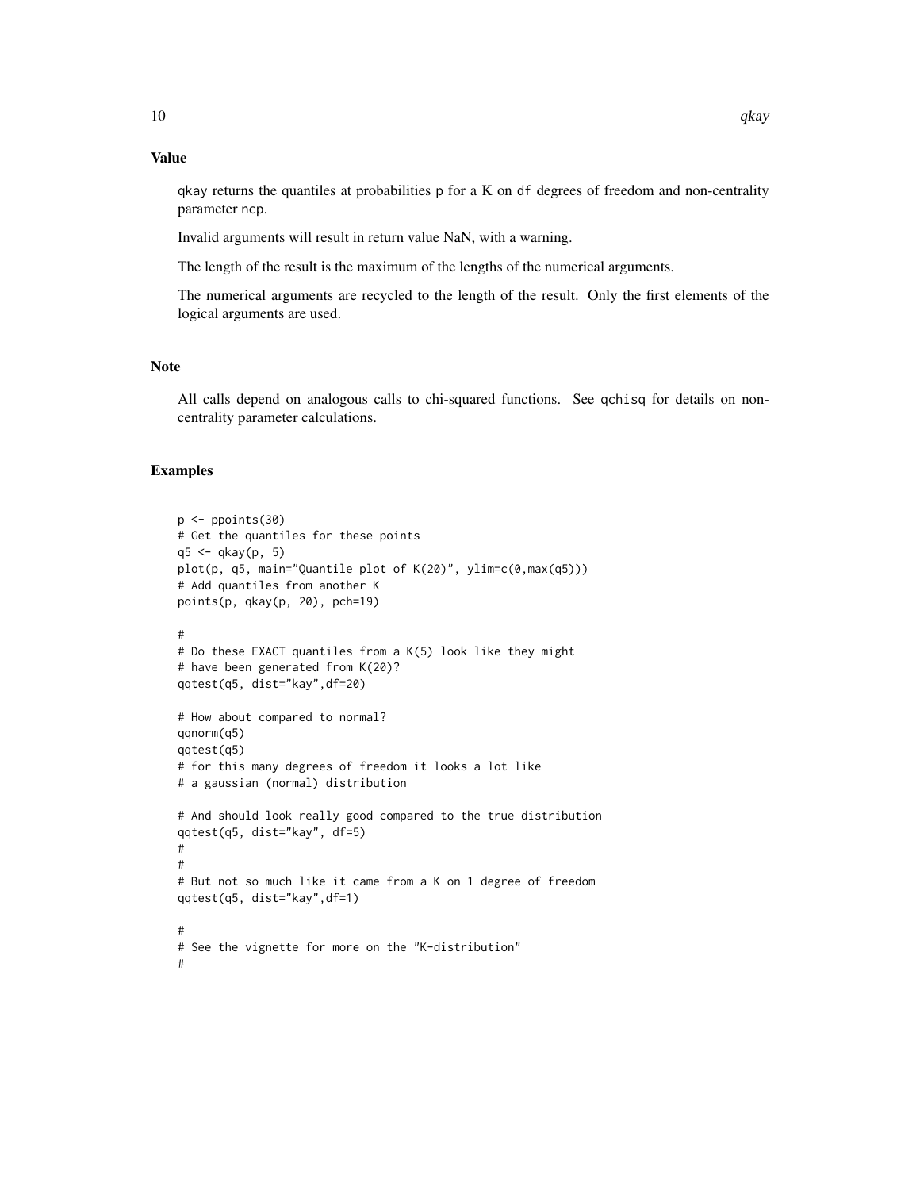## Value

qkay returns the quantiles at probabilities p for a K on df degrees of freedom and non-centrality parameter ncp.

Invalid arguments will result in return value NaN, with a warning.

The length of the result is the maximum of the lengths of the numerical arguments.

The numerical arguments are recycled to the length of the result. Only the first elements of the logical arguments are used.

## Note

All calls depend on analogous calls to chi-squared functions. See qchisq for details on non-centrality parameter calculations.

## Examples

```
p <- ppoints(30)
# Get the quantiles for these points
q5 <- qkay(p, 5)
plot(p, q5, main="Quantile plot of K(20)", ylim=c(0,max(q5)))
# Add quantiles from another K
points(p, qkay(p, 20), pch=19)

#
# Do these EXACT quantiles from a K(5) look like they might
# have been generated from K(20)?
qqtest(q5, dist="kay",df=20)

# How about compared to normal?
qqnorm(q5)
qqtest(q5)
# for this many degrees of freedom it looks a lot like
# a gaussian (normal) distribution

# And should look really good compared to the true distribution
qqtest(q5, dist="kay", df=5)
#
#
# But not so much like it came from a K on 1 degree of freedom
qqtest(q5, dist="kay",df=1)

#
# See the vignette for more on the "K-distribution"
#
```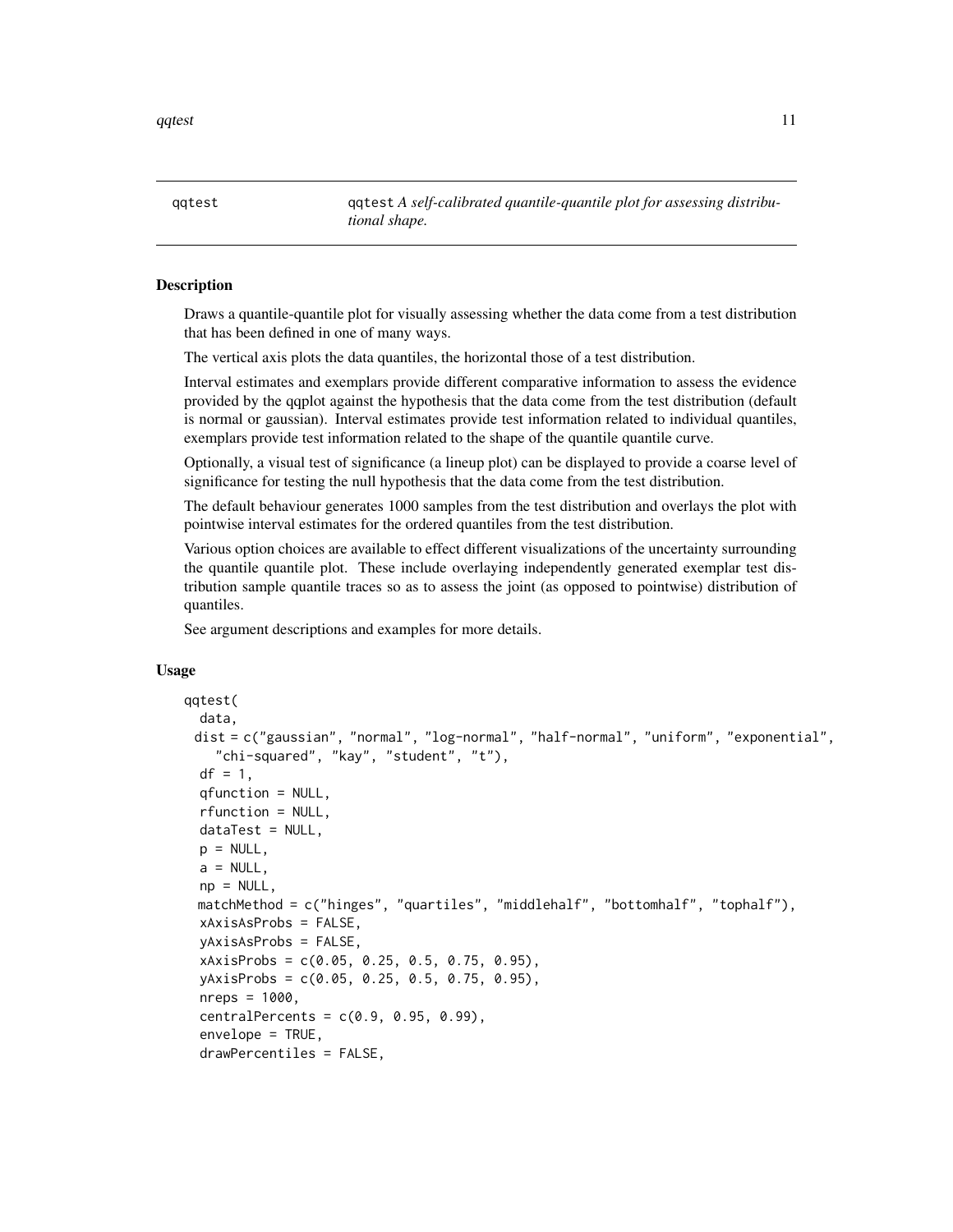qqtest    qqtest *A self-calibrated quantile-quantile plot for assessing distributional shape.*

## Description

Draws a quantile-quantile plot for visually assessing whether the data come from a test distribution that has been defined in one of many ways.

The vertical axis plots the data quantiles, the horizontal those of a test distribution.

Interval estimates and exemplars provide different comparative information to assess the evidence provided by the qqplot against the hypothesis that the data come from the test distribution (default is normal or gaussian). Interval estimates provide test information related to individual quantiles, exemplars provide test information related to the shape of the quantile quantile curve.

Optionally, a visual test of significance (a lineup plot) can be displayed to provide a coarse level of significance for testing the null hypothesis that the data come from the test distribution.

The default behaviour generates 1000 samples from the test distribution and overlays the plot with pointwise interval estimates for the ordered quantiles from the test distribution.

Various option choices are available to effect different visualizations of the uncertainty surrounding the quantile quantile plot. These include overlaying independently generated exemplar test distribution sample quantile traces so as to assess the joint (as opposed to pointwise) distribution of quantiles.

See argument descriptions and examples for more details.

## Usage

```
qqtest(
  data,
  dist = c("gaussian", "normal", "log-normal", "half-normal", "uniform", "exponential",
    "chi-squared", "kay", "student", "t"),
  df = 1,
  qfunction = NULL,
  rfunction = NULL,
  dataTest = NULL,
  p = NULL,
  a = NULL,
  np = NULL,
  matchMethod = c("hinges", "quartiles", "middlehalf", "bottomhalf", "tophalf"),
  xAxisAsProbs = FALSE,
  yAxisAsProbs = FALSE,
  xAxisProbs = c(0.05, 0.25, 0.5, 0.75, 0.95),
  yAxisProbs = c(0.05, 0.25, 0.5, 0.75, 0.95),
  nreps = 1000,
  centralPercents = c(0.9, 0.95, 0.99),
  envelope = TRUE,
  drawPercentiles = FALSE,
```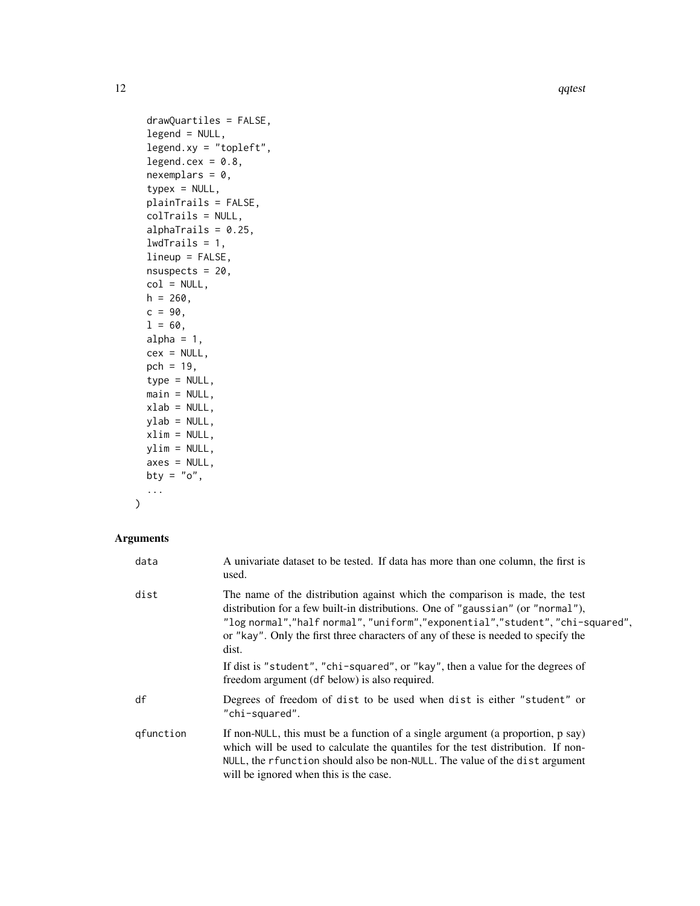```
  drawQuartiles = FALSE,
  legend = NULL,
  legend.xy = "topleft",
  legend.cex = 0.8,
  nexemplars = 0,
  typex = NULL,
  plainTrails = FALSE,
  colTrails = NULL,
  alphaTrails = 0.25,
  lwdTrails = 1,
  lineup = FALSE,
  nsuspects = 20,
  col = NULL,
  h = 260,
  c = 90,
  l = 60,
  alpha = 1,
  cex = NULL,
  pch = 19,
  type = NULL,
  main = NULL,
  xlab = NULL,
  ylab = NULL,
  xlim = NULL,
  ylim = NULL,
  axes = NULL,
  bty = "o",
  ...
)
```

## Arguments

| | |
|---|---|
| `data` | A univariate dataset to be tested. If data has more than one column, the first is used. |
| `dist` | The name of the distribution against which the comparison is made, the test distribution for a few built-in distributions. One of `"gaussian"` (or `"normal"`), `"log normal"`,`"half normal"`, `"uniform"`,`"exponential"`,`"student"`, `"chi-squared"`, or `"kay"`. Only the first three characters of any of these is needed to specify the dist. <br><br> If dist is `"student"`, `"chi-squared"`, or `"kay"`, then a value for the degrees of freedom argument (`df` below) is also required. |
| `df` | Degrees of freedom of `dist` to be used when `dist` is either `"student"` or `"chi-squared"`. |
| `qfunction` | If non-`NULL`, this must be a function of a single argument (a proportion, p say) which will be used to calculate the quantiles for the test distribution. If non-`NULL`, the `rfunction` should also be non-`NULL`. The value of the `dist` argument will be ignored when this is the case. |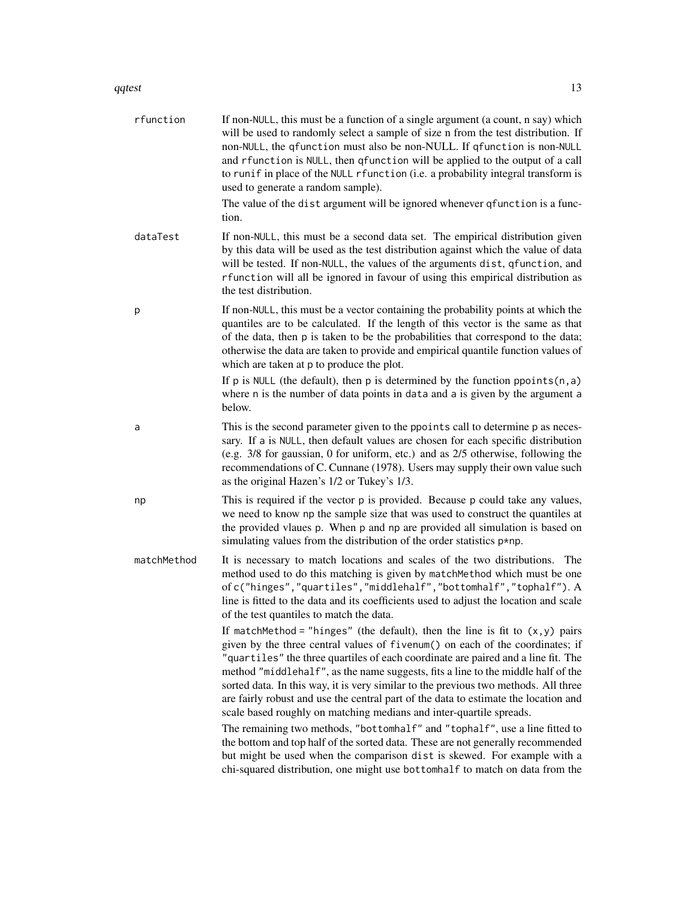rfunction
: If non-NULL, this must be a function of a single argument (a count, n say) which will be used to randomly select a sample of size n from the test distribution. If non-NULL, the qfunction must also be non-NULL. If qfunction is non-NULL and rfunction is NULL, then qfunction will be applied to the output of a call to runif in place of the NULL rfunction (i.e. a probability integral transform is used to generate a random sample).

  The value of the dist argument will be ignored whenever qfunction is a function.

dataTest
: If non-NULL, this must be a second data set. The empirical distribution given by this data will be used as the test distribution against which the value of data will be tested. If non-NULL, the values of the arguments dist, qfunction, and rfunction will all be ignored in favour of using this empirical distribution as the test distribution.

p
: If non-NULL, this must be a vector containing the probability points at which the quantiles are to be calculated. If the length of this vector is the same as that of the data, then p is taken to be the probabilities that correspond to the data; otherwise the data are taken to provide and empirical quantile function values of which are taken at p to produce the plot.

  If p is NULL (the default), then p is determined by the function ppoints(n,a) where n is the number of data points in data and a is given by the argument a below.

a
: This is the second parameter given to the ppoints call to determine p as necessary. If a is NULL, then default values are chosen for each specific distribution (e.g. 3/8 for gaussian, 0 for uniform, etc.) and as 2/5 otherwise, following the recommendations of C. Cunnane (1978). Users may supply their own value such as the original Hazen's 1/2 or Tukey's 1/3.

np
: This is required if the vector p is provided. Because p could take any values, we need to know np the sample size that was used to construct the quantiles at the provided vlaues p. When p and np are provided all simulation is based on simulating values from the distribution of the order statistics p*np.

matchMethod
: It is necessary to match locations and scales of the two distributions. The method used to do this matching is given by matchMethod which must be one of c("hinges","quartiles","middlehalf","bottomhalf","tophalf"). A line is fitted to the data and its coefficients used to adjust the location and scale of the test quantiles to match the data.

  If matchMethod = "hinges" (the default), then the line is fit to (x,y) pairs given by the three central values of fivenum() on each of the coordinates; if "quartiles" the three quartiles of each coordinate are paired and a line fit. The method "middlehalf", as the name suggests, fits a line to the middle half of the sorted data. In this way, it is very similar to the previous two methods. All three are fairly robust and use the central part of the data to estimate the location and scale based roughly on matching medians and inter-quartile spreads.

  The remaining two methods, "bottomhalf" and "tophalf", use a line fitted to the bottom and top half of the sorted data. These are not generally recommended but might be used when the comparison dist is skewed. For example with a chi-squared distribution, one might use bottomhalf to match on data from the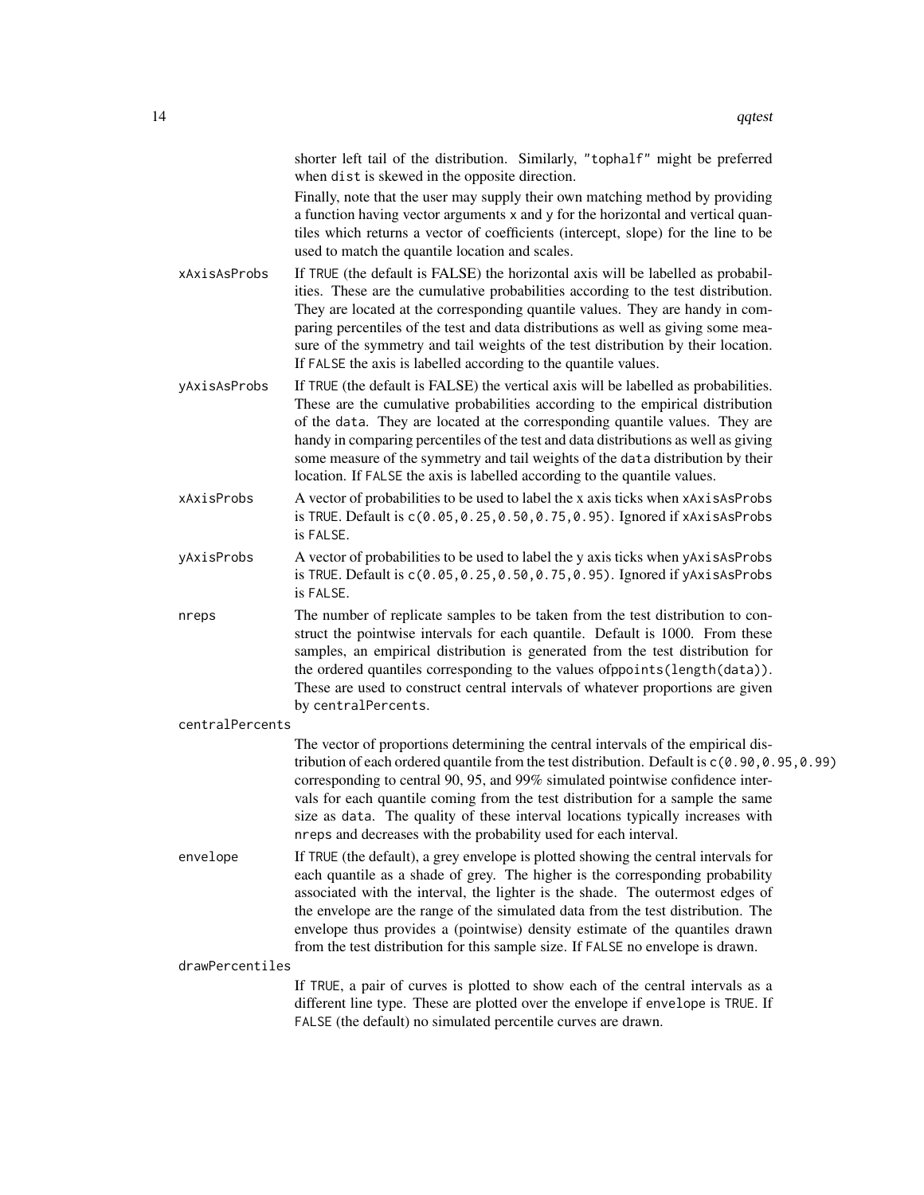shorter left tail of the distribution. Similarly, "tophalf" might be preferred when dist is skewed in the opposite direction.

Finally, note that the user may supply their own matching method by providing a function having vector arguments x and y for the horizontal and vertical quantiles which returns a vector of coefficients (intercept, slope) for the line to be used to match the quantile location and scales.

xAxisAsProbs
: If TRUE (the default is FALSE) the horizontal axis will be labelled as probabilities. These are the cumulative probabilities according to the test distribution. They are located at the corresponding quantile values. They are handy in comparing percentiles of the test and data distributions as well as giving some measure of the symmetry and tail weights of the test distribution by their location. If FALSE the axis is labelled according to the quantile values.

yAxisAsProbs
: If TRUE (the default is FALSE) the vertical axis will be labelled as probabilities. These are the cumulative probabilities according to the empirical distribution of the data. They are located at the corresponding quantile values. They are handy in comparing percentiles of the test and data distributions as well as giving some measure of the symmetry and tail weights of the data distribution by their location. If FALSE the axis is labelled according to the quantile values.

xAxisProbs
: A vector of probabilities to be used to label the x axis ticks when xAxisAsProbs is TRUE. Default is c(0.05,0.25,0.50,0.75,0.95). Ignored if xAxisAsProbs is FALSE.

yAxisProbs
: A vector of probabilities to be used to label the y axis ticks when yAxisAsProbs is TRUE. Default is c(0.05,0.25,0.50,0.75,0.95). Ignored if yAxisAsProbs is FALSE.

nreps
: The number of replicate samples to be taken from the test distribution to construct the pointwise intervals for each quantile. Default is 1000. From these samples, an empirical distribution is generated from the test distribution for the ordered quantiles corresponding to the values ofppoints(length(data)). These are used to construct central intervals of whatever proportions are given by centralPercents.

centralPercents
: The vector of proportions determining the central intervals of the empirical distribution of each ordered quantile from the test distribution. Default is c(0.90,0.95,0.99) corresponding to central 90, 95, and 99% simulated pointwise confidence intervals for each quantile coming from the test distribution for a sample the same size as data. The quality of these interval locations typically increases with nreps and decreases with the probability used for each interval.

envelope
: If TRUE (the default), a grey envelope is plotted showing the central intervals for each quantile as a shade of grey. The higher is the corresponding probability associated with the interval, the lighter is the shade. The outermost edges of the envelope are the range of the simulated data from the test distribution. The envelope thus provides a (pointwise) density estimate of the quantiles drawn from the test distribution for this sample size. If FALSE no envelope is drawn.

drawPercentiles
: If TRUE, a pair of curves is plotted to show each of the central intervals as a different line type. These are plotted over the envelope if envelope is TRUE. If FALSE (the default) no simulated percentile curves are drawn.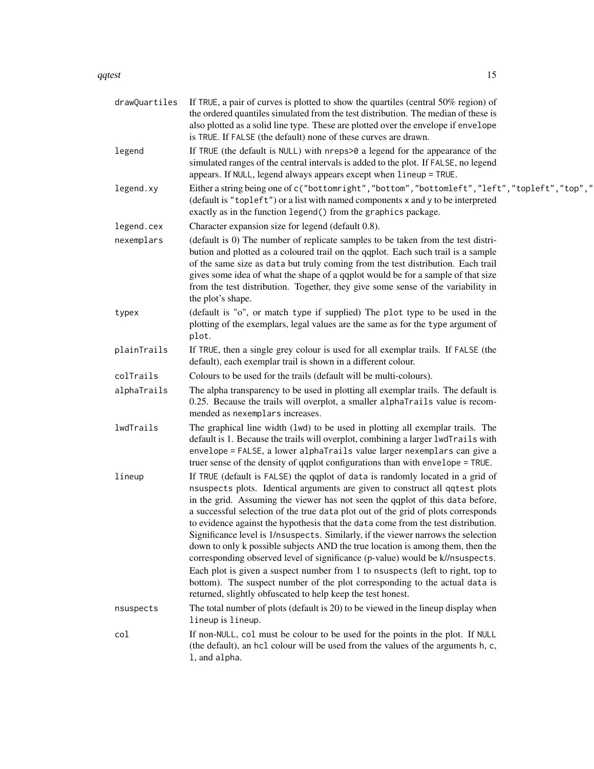**drawQuartiles** If `TRUE`, a pair of curves is plotted to show the quartiles (central 50% region) of the ordered quantiles simulated from the test distribution. The median of these is also plotted as a solid line type. These are plotted over the envelope if `envelope` is `TRUE`. If `FALSE` (the default) none of these curves are drawn.

**legend** If `TRUE` (the default is `NULL`) with `nreps>0` a legend for the appearance of the simulated ranges of the central intervals is added to the plot. If `FALSE`, no legend appears. If `NULL`, legend always appears except when `lineup = TRUE`.

**legend.xy** Either a string being one of `c("bottomright","bottom","bottomleft","left","topleft","top","` (default is `"topleft"`) or a list with named components `x` and `y` to be interpreted exactly as in the function `legend()` from the `graphics` package.

**legend.cex** Character expansion size for legend (default 0.8).

**nexemplars** (default is 0) The number of replicate samples to be taken from the test distribution and plotted as a coloured trail on the qqplot. Each such trail is a sample of the same size as `data` but truly coming from the test distribution. Each trail gives some idea of what the shape of a qqplot would be for a sample of that size from the test distribution. Together, they give some sense of the variability in the plot's shape.

**typex** (default is "o", or match `type` if supplied) The `plot` type to be used in the plotting of the exemplars, legal values are the same as for the `type` argument of `plot`.

**plainTrails** If `TRUE`, then a single grey colour is used for all exemplar trails. If `FALSE` (the default), each exemplar trail is shown in a different colour.

**colTrails** Colours to be used for the trails (default will be multi-colours).

**alphaTrails** The alpha transparency to be used in plotting all exemplar trails. The default is 0.25. Because the trails will overplot, a smaller `alphaTrails` value is recommended as `nexemplars` increases.

**lwdTrails** The graphical line width (`lwd`) to be used in plotting all exemplar trails. The default is 1. Because the trails will overplot, combining a larger `lwdTrails` with `envelope = FALSE`, a lower `alphaTrails` value larger `nexemplars` can give a truer sense of the density of qqplot configurations than with `envelope = TRUE`.

**lineup** If `TRUE` (default is `FALSE`) the qqplot of `data` is randomly located in a grid of `nsuspects` plots. Identical arguments are given to construct all `qqtest` plots in the grid. Assuming the viewer has not seen the qqplot of this `data` before, a successful selection of the true `data` plot out of the grid of plots corresponds to evidence against the hypothesis that the `data` come from the test distribution. Significance level is 1/`nsuspects`. Similarly, if the viewer narrows the selection down to only k possible subjects AND the true location is among them, then the corresponding observed level of significance (p-value) would be k//`nsuspects`. Each plot is given a suspect number from 1 to `nsuspects` (left to right, top to bottom). The suspect number of the plot corresponding to the actual `data` is returned, slightly obfuscated to help keep the test honest.

**nsuspects** The total number of plots (default is 20) to be viewed in the lineup display when `lineup` is `lineup`.

**col** If non-`NULL`, `col` must be colour to be used for the points in the plot. If `NULL` (the default), an `hcl` colour will be used from the values of the arguments `h`, `c`, `l`, and `alpha`.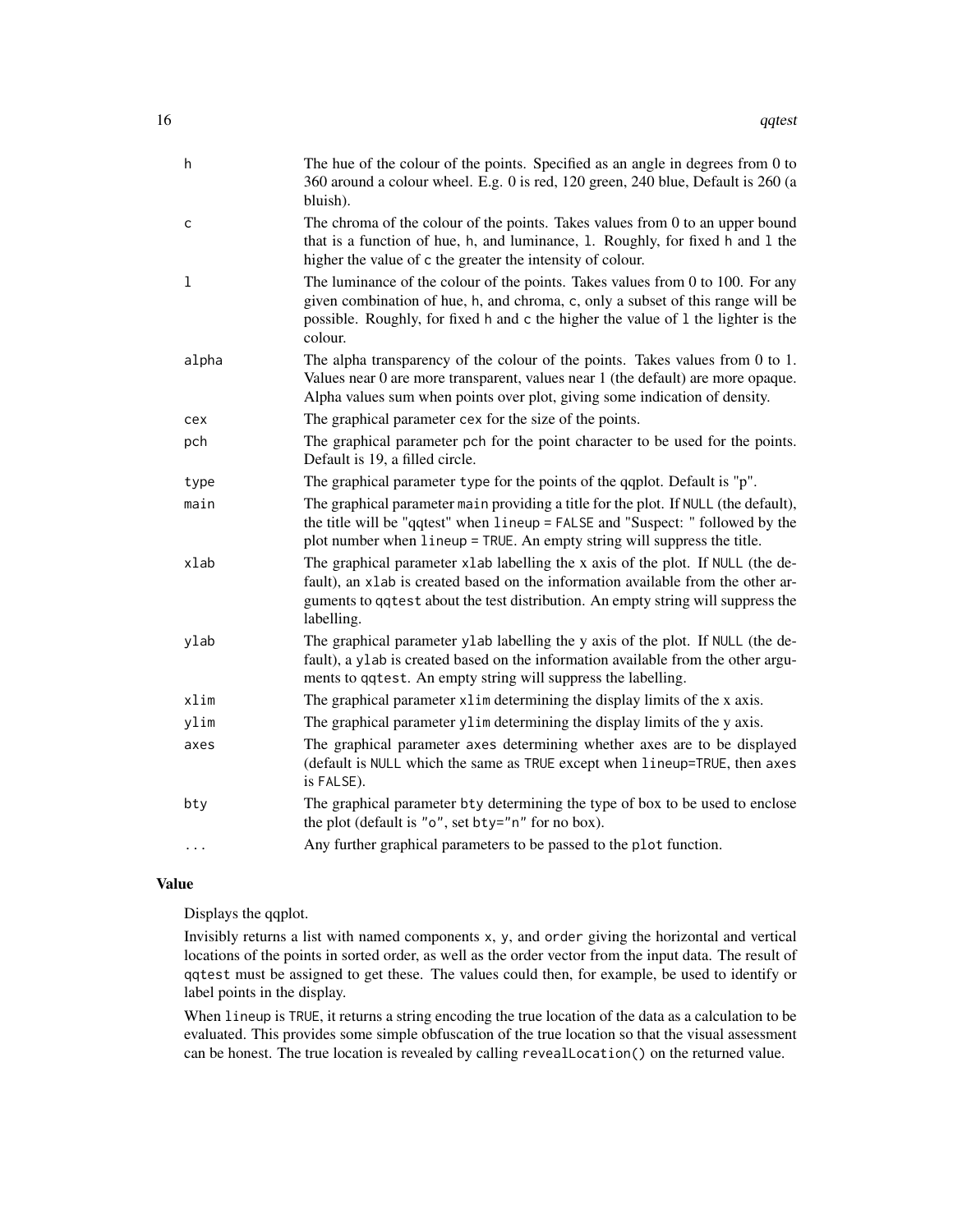| | |
|---|---|
| h | The hue of the colour of the points. Specified as an angle in degrees from 0 to 360 around a colour wheel. E.g. 0 is red, 120 green, 240 blue, Default is 260 (a bluish). |
| c | The chroma of the colour of the points. Takes values from 0 to an upper bound that is a function of hue, h, and luminance, l. Roughly, for fixed h and l the higher the value of c the greater the intensity of colour. |
| l | The luminance of the colour of the points. Takes values from 0 to 100. For any given combination of hue, h, and chroma, c, only a subset of this range will be possible. Roughly, for fixed h and c the higher the value of l the lighter is the colour. |
| alpha | The alpha transparency of the colour of the points. Takes values from 0 to 1. Values near 0 are more transparent, values near 1 (the default) are more opaque. Alpha values sum when points over plot, giving some indication of density. |
| cex | The graphical parameter cex for the size of the points. |
| pch | The graphical parameter pch for the point character to be used for the points. Default is 19, a filled circle. |
| type | The graphical parameter type for the points of the qqplot. Default is "p". |
| main | The graphical parameter main providing a title for the plot. If NULL (the default), the title will be "qqtest" when lineup = FALSE and "Suspect: " followed by the plot number when lineup = TRUE. An empty string will suppress the title. |
| xlab | The graphical parameter xlab labelling the x axis of the plot. If NULL (the default), an xlab is created based on the information available from the other arguments to qqtest about the test distribution. An empty string will suppress the labelling. |
| ylab | The graphical parameter ylab labelling the y axis of the plot. If NULL (the default), a ylab is created based on the information available from the other arguments to qqtest. An empty string will suppress the labelling. |
| xlim | The graphical parameter xlim determining the display limits of the x axis. |
| ylim | The graphical parameter ylim determining the display limits of the y axis. |
| axes | The graphical parameter axes determining whether axes are to be displayed (default is NULL which the same as TRUE except when lineup=TRUE, then axes is FALSE). |
| bty | The graphical parameter bty determining the type of box to be used to enclose the plot (default is "o", set bty="n" for no box). |
| ... | Any further graphical parameters to be passed to the plot function. |

### Value

Displays the qqplot.

Invisibly returns a list with named components x, y, and order giving the horizontal and vertical locations of the points in sorted order, as well as the order vector from the input data. The result of qqtest must be assigned to get these. The values could then, for example, be used to identify or label points in the display.

When lineup is TRUE, it returns a string encoding the true location of the data as a calculation to be evaluated. This provides some simple obfuscation of the true location so that the visual assessment can be honest. The true location is revealed by calling revealLocation() on the returned value.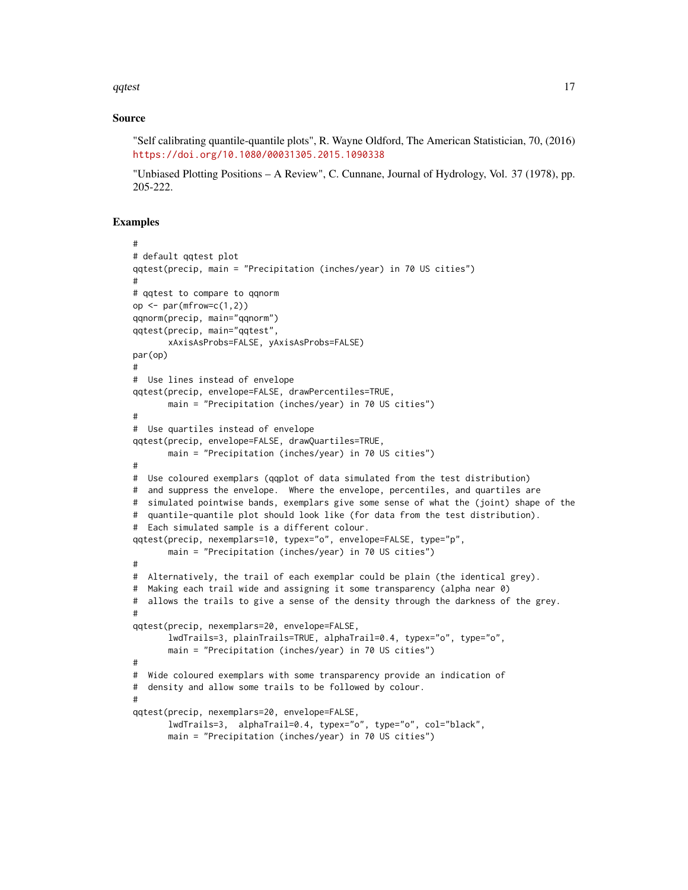## Source

"Self calibrating quantile-quantile plots", R. Wayne Oldford, The American Statistician, 70, (2016) https://doi.org/10.1080/00031305.2015.1090338

"Unbiased Plotting Positions – A Review", C. Cunnane, Journal of Hydrology, Vol. 37 (1978), pp. 205-222.

## Examples

```
#
# default qqtest plot
qqtest(precip, main = "Precipitation (inches/year) in 70 US cities")
#
# qqtest to compare to qqnorm
op <- par(mfrow=c(1,2))
qqnorm(precip, main="qqnorm")
qqtest(precip, main="qqtest",
       xAxisAsProbs=FALSE, yAxisAsProbs=FALSE)
par(op)
#
#  Use lines instead of envelope
qqtest(precip, envelope=FALSE, drawPercentiles=TRUE,
       main = "Precipitation (inches/year) in 70 US cities")
#
#  Use quartiles instead of envelope
qqtest(precip, envelope=FALSE, drawQuartiles=TRUE,
       main = "Precipitation (inches/year) in 70 US cities")
#
#  Use coloured exemplars (qqplot of data simulated from the test distribution)
#  and suppress the envelope.  Where the envelope, percentiles, and quartiles are
#  simulated pointwise bands, exemplars give some sense of what the (joint) shape of the
#  quantile-quantile plot should look like (for data from the test distribution).
#  Each simulated sample is a different colour.
qqtest(precip, nexemplars=10, typex="o", envelope=FALSE, type="p",
       main = "Precipitation (inches/year) in 70 US cities")
#
#  Alternatively, the trail of each exemplar could be plain (the identical grey).
#  Making each trail wide and assigning it some transparency (alpha near 0)
#  allows the trails to give a sense of the density through the darkness of the grey.
#
qqtest(precip, nexemplars=20, envelope=FALSE,
       lwdTrails=3, plainTrails=TRUE, alphaTrail=0.4, typex="o", type="o",
       main = "Precipitation (inches/year) in 70 US cities")
#
#  Wide coloured exemplars with some transparency provide an indication of
#  density and allow some trails to be followed by colour.
#
qqtest(precip, nexemplars=20, envelope=FALSE,
       lwdTrails=3,  alphaTrail=0.4, typex="o", type="o", col="black",
       main = "Precipitation (inches/year) in 70 US cities")
```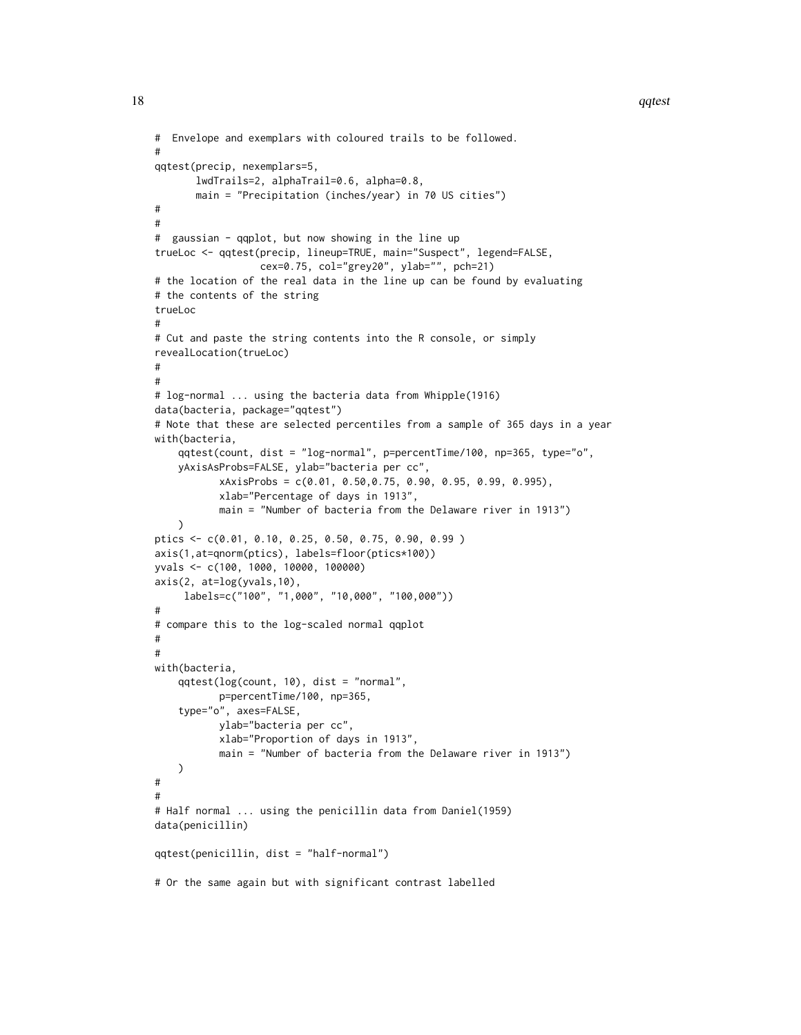```
#  Envelope and exemplars with coloured trails to be followed.
#
qqtest(precip, nexemplars=5,
       lwdTrails=2, alphaTrail=0.6, alpha=0.8,
       main = "Precipitation (inches/year) in 70 US cities")
#
#
#  gaussian - qqplot, but now showing in the line up
trueLoc <- qqtest(precip, lineup=TRUE, main="Suspect", legend=FALSE,
                  cex=0.75, col="grey20", ylab="", pch=21)
# the location of the real data in the line up can be found by evaluating
# the contents of the string
trueLoc
#
# Cut and paste the string contents into the R console, or simply
revealLocation(trueLoc)
#
#
# log-normal ... using the bacteria data from Whipple(1916)
data(bacteria, package="qqtest")
# Note that these are selected percentiles from a sample of 365 days in a year
with(bacteria,
    qqtest(count, dist = "log-normal", p=percentTime/100, np=365, type="o",
    yAxisAsProbs=FALSE, ylab="bacteria per cc",
           xAxisProbs = c(0.01, 0.50,0.75, 0.90, 0.95, 0.99, 0.995),
           xlab="Percentage of days in 1913",
           main = "Number of bacteria from the Delaware river in 1913")
    )
ptics <- c(0.01, 0.10, 0.25, 0.50, 0.75, 0.90, 0.99 )
axis(1,at=qnorm(ptics), labels=floor(ptics*100))
yvals <- c(100, 1000, 10000, 100000)
axis(2, at=log(yvals,10),
     labels=c("100", "1,000", "10,000", "100,000"))
#
# compare this to the log-scaled normal qqplot
#
#
with(bacteria,
    qqtest(log(count, 10), dist = "normal",
           p=percentTime/100, np=365,
    type="o", axes=FALSE,
           ylab="bacteria per cc",
           xlab="Proportion of days in 1913",
           main = "Number of bacteria from the Delaware river in 1913")
    )
#
#
# Half normal ... using the penicillin data from Daniel(1959)
data(penicillin)

qqtest(penicillin, dist = "half-normal")

# Or the same again but with significant contrast labelled
```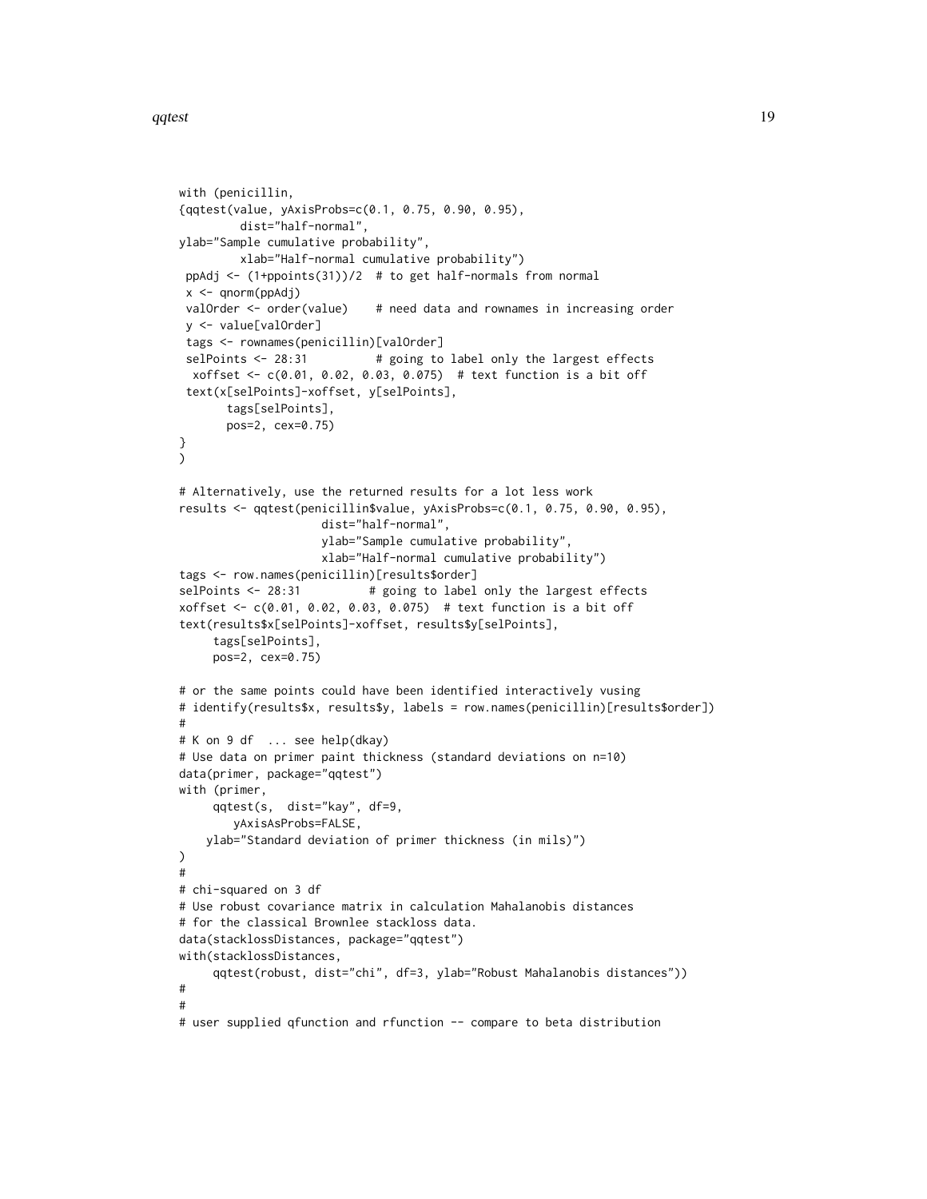```
with (penicillin,
{qqtest(value, yAxisProbs=c(0.1, 0.75, 0.90, 0.95),
         dist="half-normal",
ylab="Sample cumulative probability",
         xlab="Half-normal cumulative probability")
 ppAdj <- (1+ppoints(31))/2  # to get half-normals from normal
 x <- qnorm(ppAdj)
 valOrder <- order(value)    # need data and rownames in increasing order
 y <- value[valOrder]
 tags <- rownames(penicillin)[valOrder]
 selPoints <- 28:31          # going to label only the largest effects
  xoffset <- c(0.01, 0.02, 0.03, 0.075)  # text function is a bit off
 text(x[selPoints]-xoffset, y[selPoints],
       tags[selPoints],
       pos=2, cex=0.75)
}
)

# Alternatively, use the returned results for a lot less work
results <- qqtest(penicillin$value, yAxisProbs=c(0.1, 0.75, 0.90, 0.95),
                    dist="half-normal",
                    ylab="Sample cumulative probability",
                    xlab="Half-normal cumulative probability")
tags <- row.names(penicillin)[results$order]
selPoints <- 28:31          # going to label only the largest effects
xoffset <- c(0.01, 0.02, 0.03, 0.075)  # text function is a bit off
text(results$x[selPoints]-xoffset, results$y[selPoints],
     tags[selPoints],
     pos=2, cex=0.75)

# or the same points could have been identified interactively vusing
# identify(results$x, results$y, labels = row.names(penicillin)[results$order])
#
# K on 9 df  ... see help(dkay)
# Use data on primer paint thickness (standard deviations on n=10)
data(primer, package="qqtest")
with (primer,
     qqtest(s,  dist="kay", df=9,
        yAxisAsProbs=FALSE,
    ylab="Standard deviation of primer thickness (in mils)")
)
#
# chi-squared on 3 df
# Use robust covariance matrix in calculation Mahalanobis distances
# for the classical Brownlee stackloss data.
data(stacklossDistances, package="qqtest")
with(stacklossDistances,
     qqtest(robust, dist="chi", df=3, ylab="Robust Mahalanobis distances"))
#
#
# user supplied qfunction and rfunction -- compare to beta distribution
```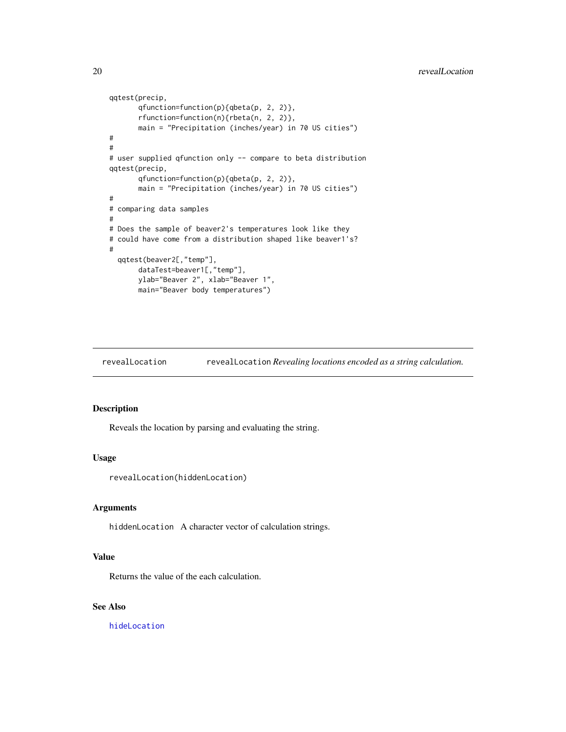```
qqtest(precip,
       qfunction=function(p){qbeta(p, 2, 2)},
       rfunction=function(n){rbeta(n, 2, 2)},
       main = "Precipitation (inches/year) in 70 US cities")
#
#
# user supplied qfunction only -- compare to beta distribution
qqtest(precip,
       qfunction=function(p){qbeta(p, 2, 2)},
       main = "Precipitation (inches/year) in 70 US cities")
#
# comparing data samples
#
# Does the sample of beaver2's temperatures look like they
# could have come from a distribution shaped like beaver1's?
#
  qqtest(beaver2[,"temp"],
       dataTest=beaver1[,"temp"],
       ylab="Beaver 2", xlab="Beaver 1",
       main="Beaver body temperatures")
```

---

`revealLocation` &nbsp;&nbsp;&nbsp;&nbsp; `revealLocation` *Revealing locations encoded as a string calculation.*

---

## Description

Reveals the location by parsing and evaluating the string.

## Usage

```
revealLocation(hiddenLocation)
```

## Arguments

`hiddenLocation` &nbsp; A character vector of calculation strings.

## Value

Returns the value of the each calculation.

## See Also

`hideLocation`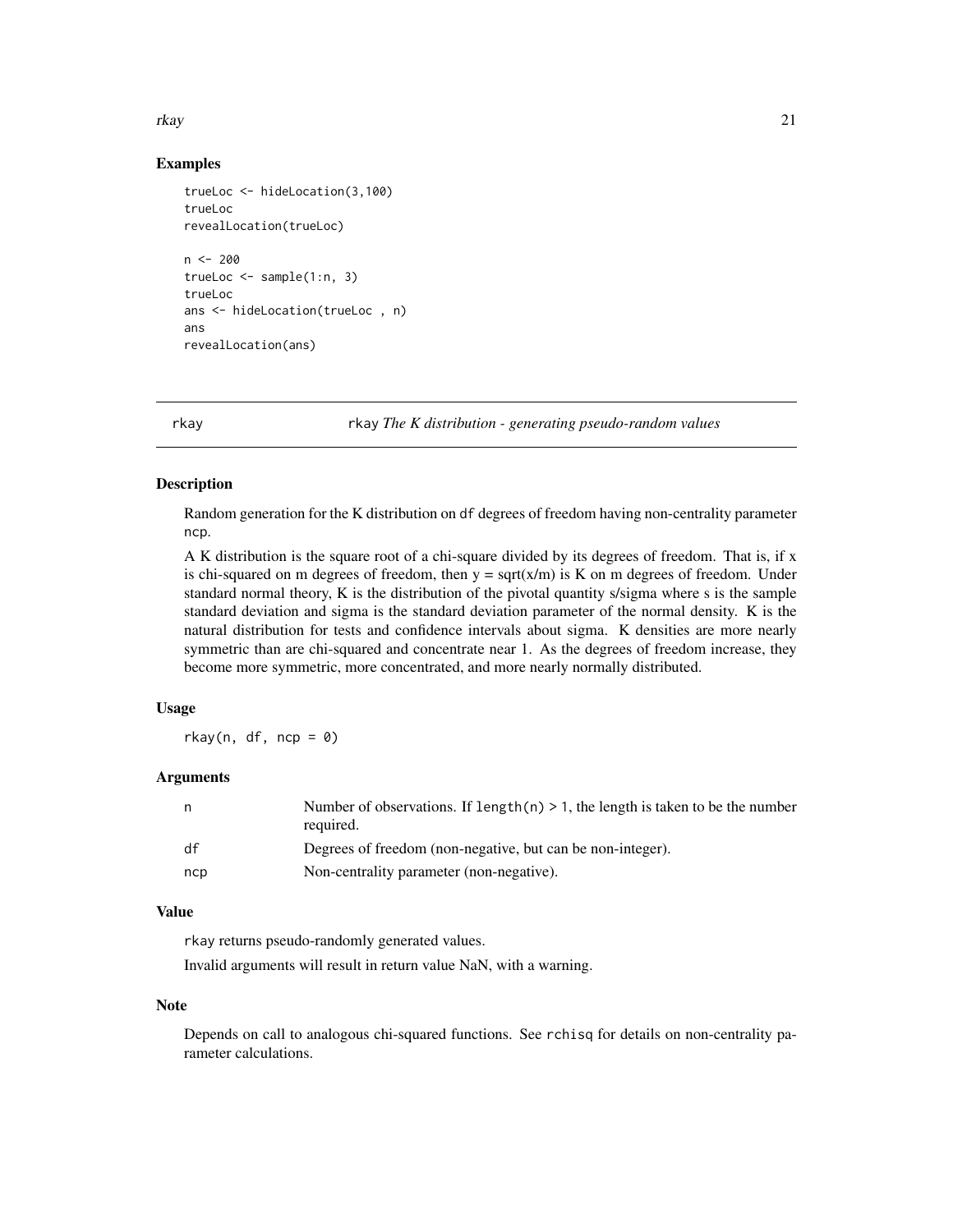## Examples

```
trueLoc <- hideLocation(3,100)
trueLoc
revealLocation(trueLoc)

n <- 200
trueLoc <- sample(1:n, 3)
trueLoc
ans <- hideLocation(trueLoc , n)
ans
revealLocation(ans)
```

---

# rkay — rkay *The K distribution - generating pseudo-random values*

---

## Description

Random generation for the K distribution on df degrees of freedom having non-centrality parameter ncp.

A K distribution is the square root of a chi-square divided by its degrees of freedom. That is, if x is chi-squared on m degrees of freedom, then y = sqrt(x/m) is K on m degrees of freedom. Under standard normal theory, K is the distribution of the pivotal quantity s/sigma where s is the sample standard deviation and sigma is the standard deviation parameter of the normal density. K is the natural distribution for tests and confidence intervals about sigma. K densities are more nearly symmetric than are chi-squared and concentrate near 1. As the degrees of freedom increase, they become more symmetric, more concentrated, and more nearly normally distributed.

## Usage

```
rkay(n, df, ncp = 0)
```

## Arguments

| | |
|---|---|
| n | Number of observations. If length(n) > 1, the length is taken to be the number required. |
| df | Degrees of freedom (non-negative, but can be non-integer). |
| ncp | Non-centrality parameter (non-negative). |

## Value

rkay returns pseudo-randomly generated values.

Invalid arguments will result in return value NaN, with a warning.

## Note

Depends on call to analogous chi-squared functions. See rchisq for details on non-centrality parameter calculations.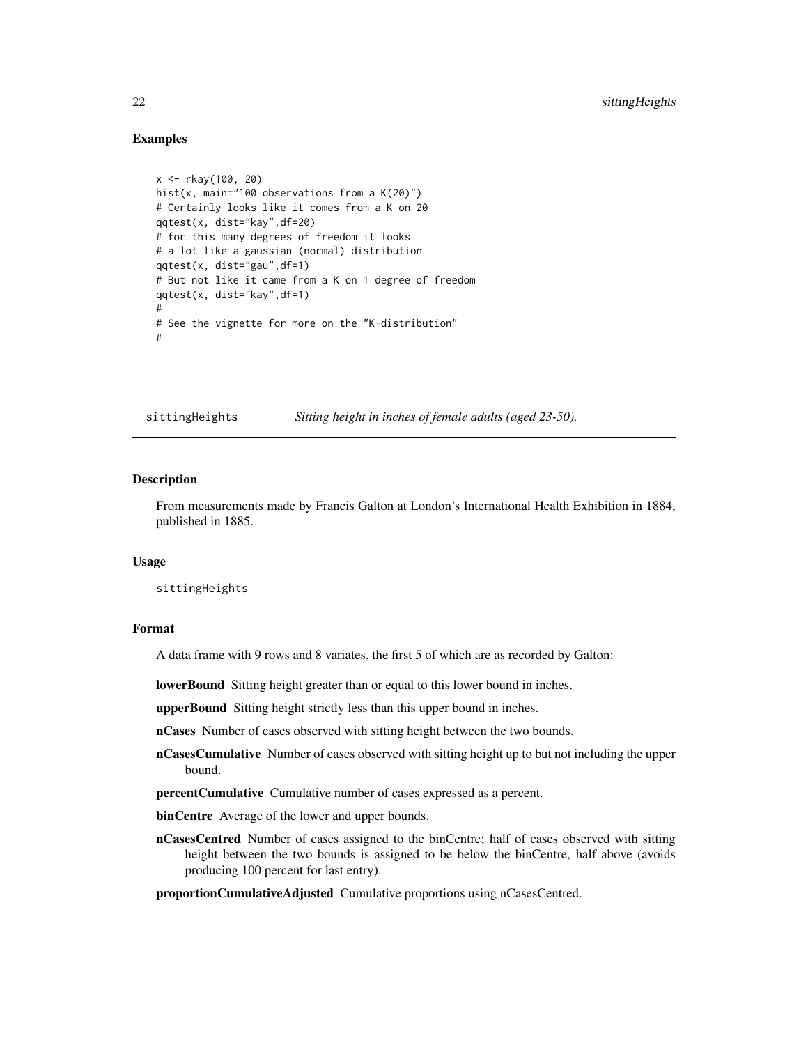## Examples

```
x <- rkay(100, 20)
hist(x, main="100 observations from a K(20)")
# Certainly looks like it comes from a K on 20
qqtest(x, dist="kay",df=20)
# for this many degrees of freedom it looks
# a lot like a gaussian (normal) distribution
qqtest(x, dist="gau",df=1)
# But not like it came from a K on 1 degree of freedom
qqtest(x, dist="kay",df=1)
#
# See the vignette for more on the "K-distribution"
#
```

---

## sittingHeights — *Sitting height in inches of female adults (aged 23-50).*

---

### Description

From measurements made by Francis Galton at London's International Health Exhibition in 1884, published in 1885.

### Usage

```
sittingHeights
```

### Format

A data frame with 9 rows and 8 variates, the first 5 of which are as recorded by Galton:

**lowerBound** Sitting height greater than or equal to this lower bound in inches.

**upperBound** Sitting height strictly less than this upper bound in inches.

**nCases** Number of cases observed with sitting height between the two bounds.

**nCasesCumulative** Number of cases observed with sitting height up to but not including the upper bound.

**percentCumulative** Cumulative number of cases expressed as a percent.

**binCentre** Average of the lower and upper bounds.

**nCasesCentred** Number of cases assigned to the binCentre; half of cases observed with sitting height between the two bounds is assigned to be below the binCentre, half above (avoids producing 100 percent for last entry).

**proportionCumulativeAdjusted** Cumulative proportions using nCasesCentred.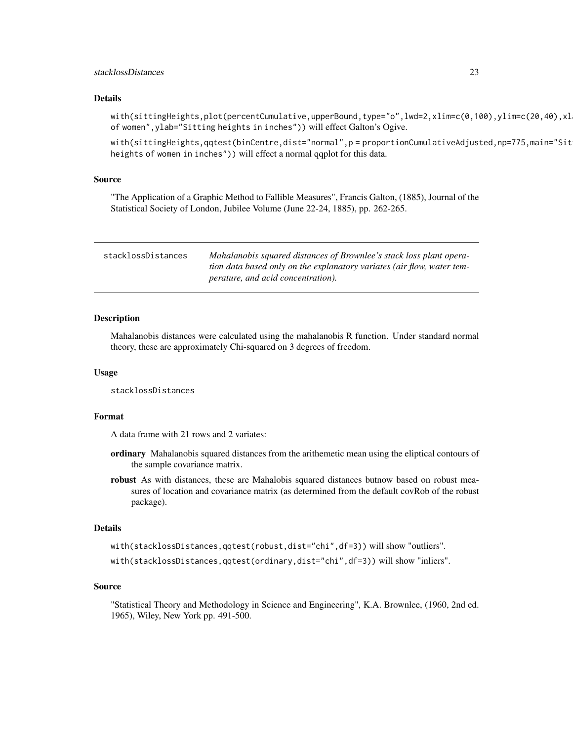### Details

`with(sittingHeights,plot(percentCumulative,upperBound,type="o",lwd=2,xlim=c(0,100),ylim=c(20,40),xl` `of women",ylab="Sitting heights in inches"))` will effect Galton's Ogive.

`with(sittingHeights,qqtest(binCentre,dist="normal",p = proportionCumulativeAdjusted,np=775,main="Sit` `heights of women in inches"))` will effect a normal qqplot for this data.

### Source

"The Application of a Graphic Method to Fallible Measures", Francis Galton, (1885), Journal of the Statistical Society of London, Jubilee Volume (June 22-24, 1885), pp. 262-265.

---

## stacklossDistances

*Mahalanobis squared distances of Brownlee's stack loss plant operation data based only on the explanatory variates (air flow, water temperature, and acid concentration).*

---

### Description

Mahalanobis distances were calculated using the mahalanobis R function. Under standard normal theory, these are approximately Chi-squared on 3 degrees of freedom.

### Usage

```
stacklossDistances
```

### Format

A data frame with 21 rows and 2 variates:

**ordinary** Mahalanobis squared distances from the arithemetic mean using the eliptical contours of the sample covariance matrix.

**robust** As with distances, these are Mahalobis squared distances butnow based on robust measures of location and covariance matrix (as determined from the default covRob of the robust package).

### Details

`with(stacklossDistances,qqtest(robust,dist="chi",df=3))` will show "outliers".

`with(stacklossDistances,qqtest(ordinary,dist="chi",df=3))` will show "inliers".

### Source

"Statistical Theory and Methodology in Science and Engineering", K.A. Brownlee, (1960, 2nd ed. 1965), Wiley, New York pp. 491-500.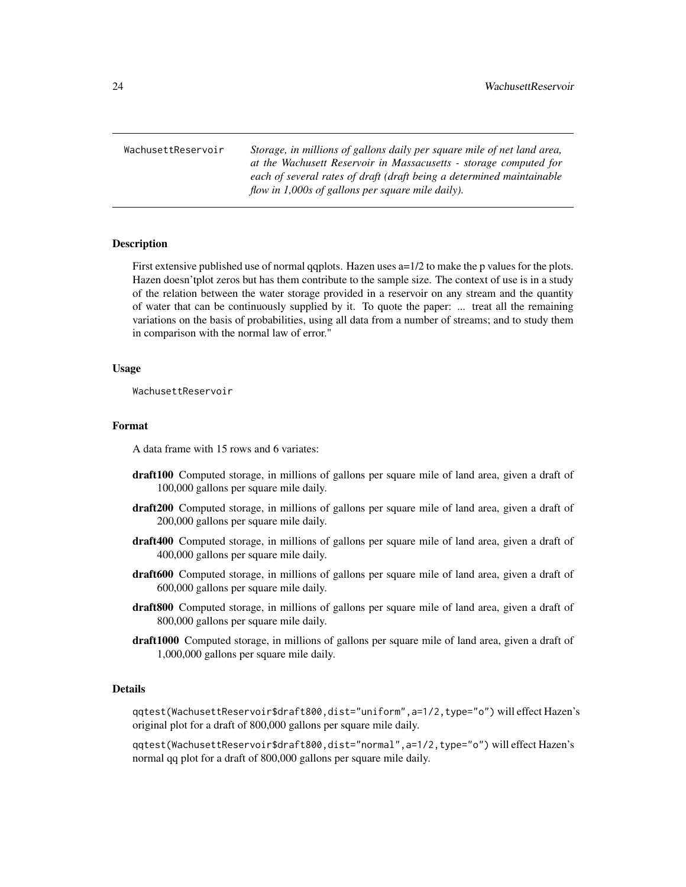WachusettReservoir — *Storage, in millions of gallons daily per square mile of net land area, at the Wachusett Reservoir in Massacusetts - storage computed for each of several rates of draft (draft being a determined maintainable flow in 1,000s of gallons per square mile daily).*

### Description

First extensive published use of normal qqplots. Hazen uses a=1/2 to make the p values for the plots. Hazen doesn'tplot zeros but has them contribute to the sample size. The context of use is in a study of the relation between the water storage provided in a reservoir on any stream and the quantity of water that can be continuously supplied by it. To quote the paper: ... treat all the remaining variations on the basis of probabilities, using all data from a number of streams; and to study them in comparison with the normal law of error."

### Usage

```
WachusettReservoir
```

### Format

A data frame with 15 rows and 6 variates:

- **draft100** Computed storage, in millions of gallons per square mile of land area, given a draft of 100,000 gallons per square mile daily.
- **draft200** Computed storage, in millions of gallons per square mile of land area, given a draft of 200,000 gallons per square mile daily.
- **draft400** Computed storage, in millions of gallons per square mile of land area, given a draft of 400,000 gallons per square mile daily.
- **draft600** Computed storage, in millions of gallons per square mile of land area, given a draft of 600,000 gallons per square mile daily.
- **draft800** Computed storage, in millions of gallons per square mile of land area, given a draft of 800,000 gallons per square mile daily.
- **draft1000** Computed storage, in millions of gallons per square mile of land area, given a draft of 1,000,000 gallons per square mile daily.

### Details

`qqtest(WachusettReservoir$draft800,dist="uniform",a=1/2,type="o")` will effect Hazen's original plot for a draft of 800,000 gallons per square mile daily.

`qqtest(WachusettReservoir$draft800,dist="normal",a=1/2,type="o")` will effect Hazen's normal qq plot for a draft of 800,000 gallons per square mile daily.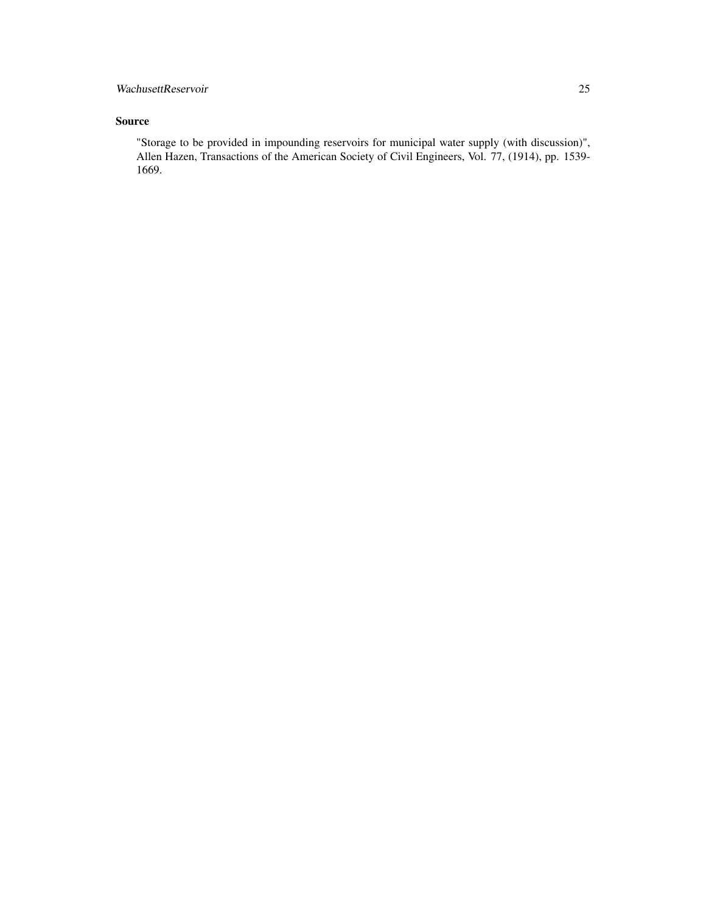## Source

"Storage to be provided in impounding reservoirs for municipal water supply (with discussion)", Allen Hazen, Transactions of the American Society of Civil Engineers, Vol. 77, (1914), pp. 1539-1669.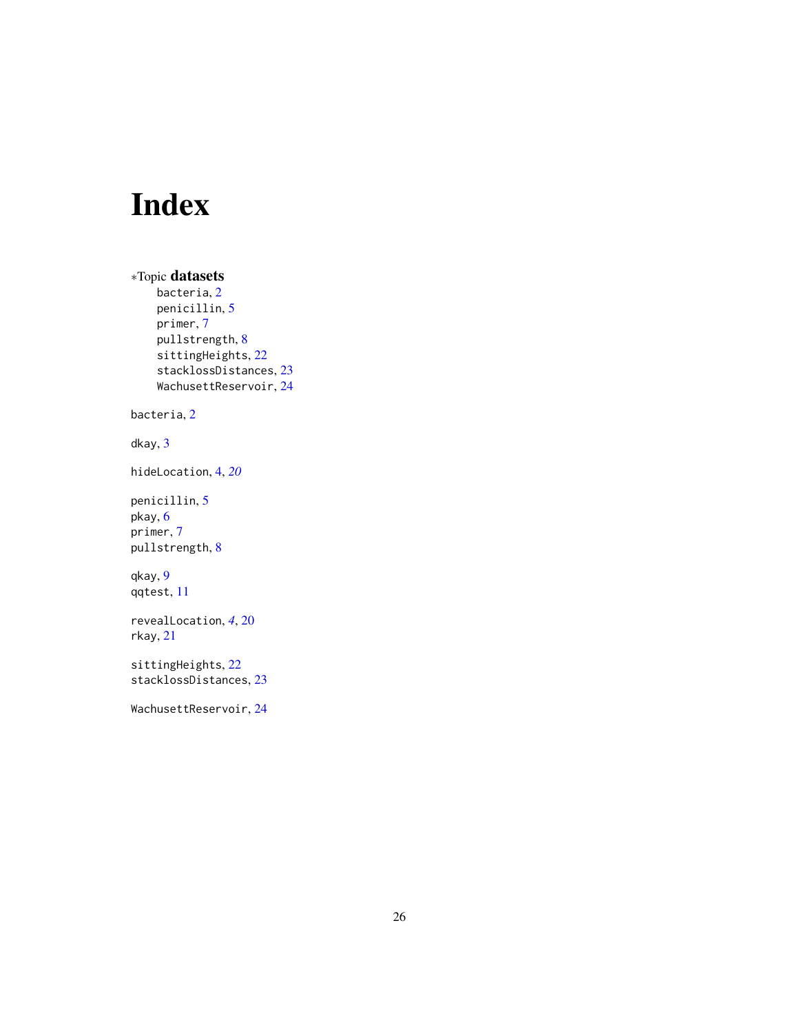# Index

*Topic **datasets**

- bacteria, 2
- penicillin, 5
- primer, 7
- pullstrength, 8
- sittingHeights, 22
- stacklossDistances, 23
- WachusettReservoir, 24

bacteria, 2

dkay, 3

hideLocation, 4, *20*

penicillin, 5
pkay, 6
primer, 7
pullstrength, 8

qkay, 9
qqtest, 11

revealLocation, *4*, 20
rkay, 21

sittingHeights, 22
stacklossDistances, 23

WachusettReservoir, 24